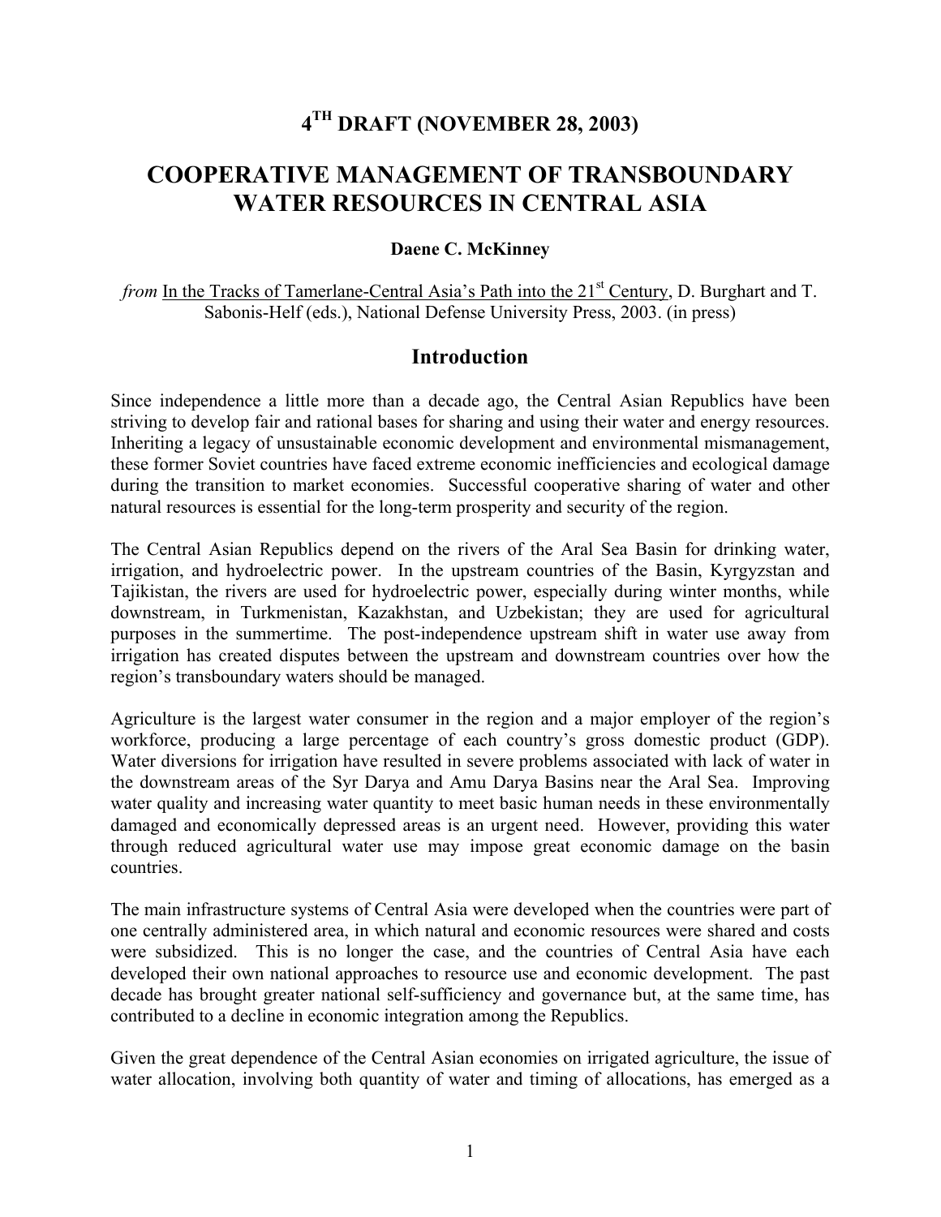# 4TH DRAFT (NOVEMBER 28, 2003)

# COOPERATIVE MANAGEMENT OF TRANSBOUNDARY WATER RESOURCES IN CENTRAL ASIA

**Daene C. McKinney**

*from* In the Tracks of Tamerlane-Central Asia's Path into the 21st Century, D. Burghart and T. Sabonis-Helf (eds.), National Defense University Press, 2003. (in press)

## Introduction

Since independence a little more than a decade ago, the Central Asian Republics have been striving to develop fair and rational bases for sharing and using their water and energy resources. Inheriting a legacy of unsustainable economic development and environmental mismanagement, these former Soviet countries have faced extreme economic inefficiencies and ecological damage during the transition to market economies. Successful cooperative sharing of water and other natural resources is essential for the long-term prosperity and security of the region.

The Central Asian Republics depend on the rivers of the Aral Sea Basin for drinking water, irrigation, and hydroelectric power. In the upstream countries of the Basin, Kyrgyzstan and Tajikistan, the rivers are used for hydroelectric power, especially during winter months, while downstream, in Turkmenistan, Kazakhstan, and Uzbekistan; they are used for agricultural purposes in the summertime. The post-independence upstream shift in water use away from irrigation has created disputes between the upstream and downstream countries over how the region's transboundary waters should be managed.

Agriculture is the largest water consumer in the region and a major employer of the region's workforce, producing a large percentage of each country's gross domestic product (GDP). Water diversions for irrigation have resulted in severe problems associated with lack of water in the downstream areas of the Syr Darya and Amu Darya Basins near the Aral Sea. Improving water quality and increasing water quantity to meet basic human needs in these environmentally damaged and economically depressed areas is an urgent need. However, providing this water through reduced agricultural water use may impose great economic damage on the basin countries.

The main infrastructure systems of Central Asia were developed when the countries were part of one centrally administered area, in which natural and economic resources were shared and costs were subsidized. This is no longer the case, and the countries of Central Asia have each developed their own national approaches to resource use and economic development. The past decade has brought greater national self-sufficiency and governance but, at the same time, has contributed to a decline in economic integration among the Republics.

Given the great dependence of the Central Asian economies on irrigated agriculture, the issue of water allocation, involving both quantity of water and timing of allocations, has emerged as a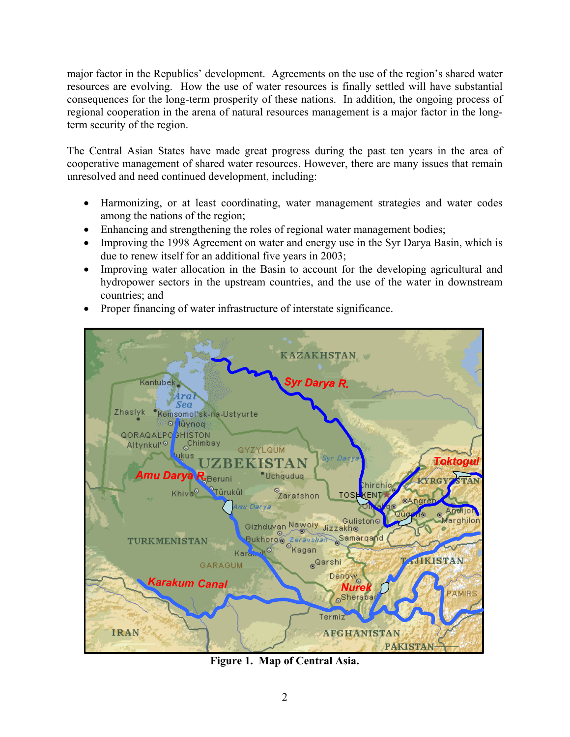major factor in the Republics' development. Agreements on the use of the region's shared water resources are evolving. How the use of water resources is finally settled will have substantial consequences for the long-term prosperity of these nations. In addition, the ongoing process of regional cooperation in the arena of natural resources management is a major factor in the long-term security of the region.

The Central Asian States have made great progress during the past ten years in the area of cooperative management of shared water resources. However, there are many issues that remain unresolved and need continued development, including:

- Harmonizing, or at least coordinating, water management strategies and water codes among the nations of the region;
- Enhancing and strengthening the roles of regional water management bodies;
- Improving the 1998 Agreement on water and energy use in the Syr Darya Basin, which is due to renew itself for an additional five years in 2003;
- Improving water allocation in the Basin to account for the developing agricultural and hydropower sectors in the upstream countries, and the use of the water in downstream countries; and
- Proper financing of water infrastructure of interstate significance.

**Figure 1. Map of Central Asia.**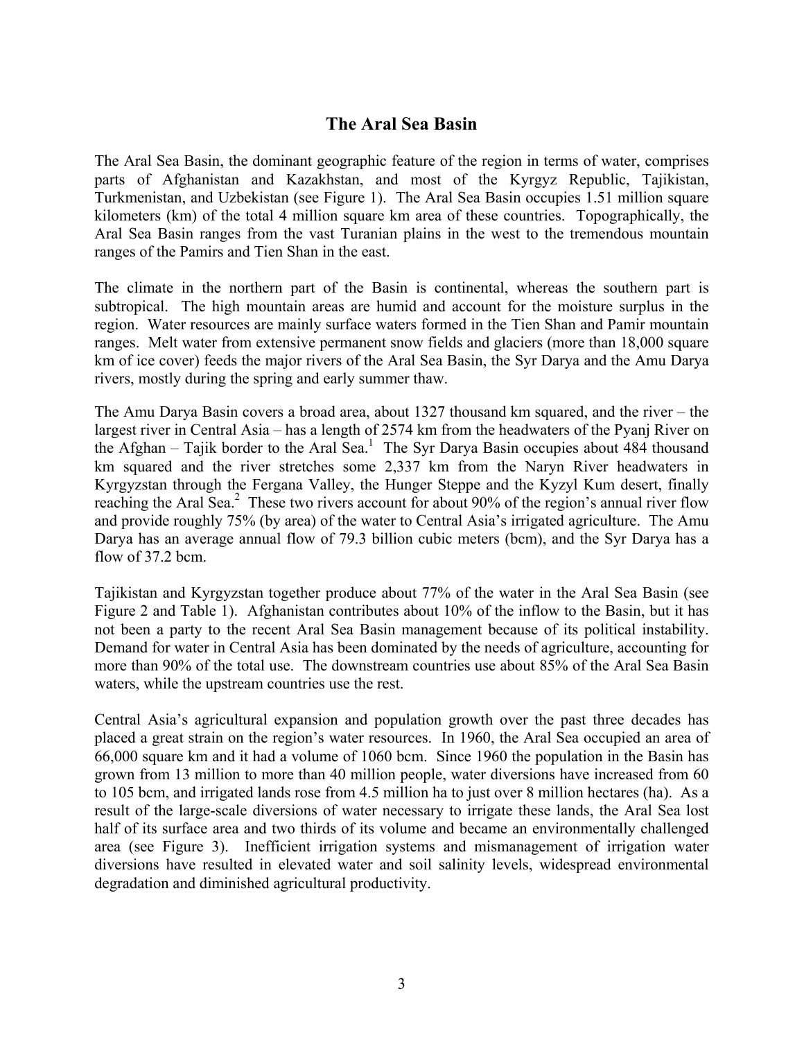## The Aral Sea Basin

The Aral Sea Basin, the dominant geographic feature of the region in terms of water, comprises parts of Afghanistan and Kazakhstan, and most of the Kyrgyz Republic, Tajikistan, Turkmenistan, and Uzbekistan (see Figure 1). The Aral Sea Basin occupies 1.51 million square kilometers (km) of the total 4 million square km area of these countries. Topographically, the Aral Sea Basin ranges from the vast Turanian plains in the west to the tremendous mountain ranges of the Pamirs and Tien Shan in the east.

The climate in the northern part of the Basin is continental, whereas the southern part is subtropical. The high mountain areas are humid and account for the moisture surplus in the region. Water resources are mainly surface waters formed in the Tien Shan and Pamir mountain ranges. Melt water from extensive permanent snow fields and glaciers (more than 18,000 square km of ice cover) feeds the major rivers of the Aral Sea Basin, the Syr Darya and the Amu Darya rivers, mostly during the spring and early summer thaw.

The Amu Darya Basin covers a broad area, about 1327 thousand km squared, and the river – the largest river in Central Asia – has a length of 2574 km from the headwaters of the Pyanj River on the Afghan – Tajik border to the Aral Sea.[1] The Syr Darya Basin occupies about 484 thousand km squared and the river stretches some 2,337 km from the Naryn River headwaters in Kyrgyzstan through the Fergana Valley, the Hunger Steppe and the Kyzyl Kum desert, finally reaching the Aral Sea.[2] These two rivers account for about 90% of the region's annual river flow and provide roughly 75% (by area) of the water to Central Asia's irrigated agriculture. The Amu Darya has an average annual flow of 79.3 billion cubic meters (bcm), and the Syr Darya has a flow of 37.2 bcm.

Tajikistan and Kyrgyzstan together produce about 77% of the water in the Aral Sea Basin (see Figure 2 and Table 1). Afghanistan contributes about 10% of the inflow to the Basin, but it has not been a party to the recent Aral Sea Basin management because of its political instability. Demand for water in Central Asia has been dominated by the needs of agriculture, accounting for more than 90% of the total use. The downstream countries use about 85% of the Aral Sea Basin waters, while the upstream countries use the rest.

Central Asia's agricultural expansion and population growth over the past three decades has placed a great strain on the region's water resources. In 1960, the Aral Sea occupied an area of 66,000 square km and it had a volume of 1060 bcm. Since 1960 the population in the Basin has grown from 13 million to more than 40 million people, water diversions have increased from 60 to 105 bcm, and irrigated lands rose from 4.5 million ha to just over 8 million hectares (ha). As a result of the large-scale diversions of water necessary to irrigate these lands, the Aral Sea lost half of its surface area and two thirds of its volume and became an environmentally challenged area (see Figure 3). Inefficient irrigation systems and mismanagement of irrigation water diversions have resulted in elevated water and soil salinity levels, widespread environmental degradation and diminished agricultural productivity.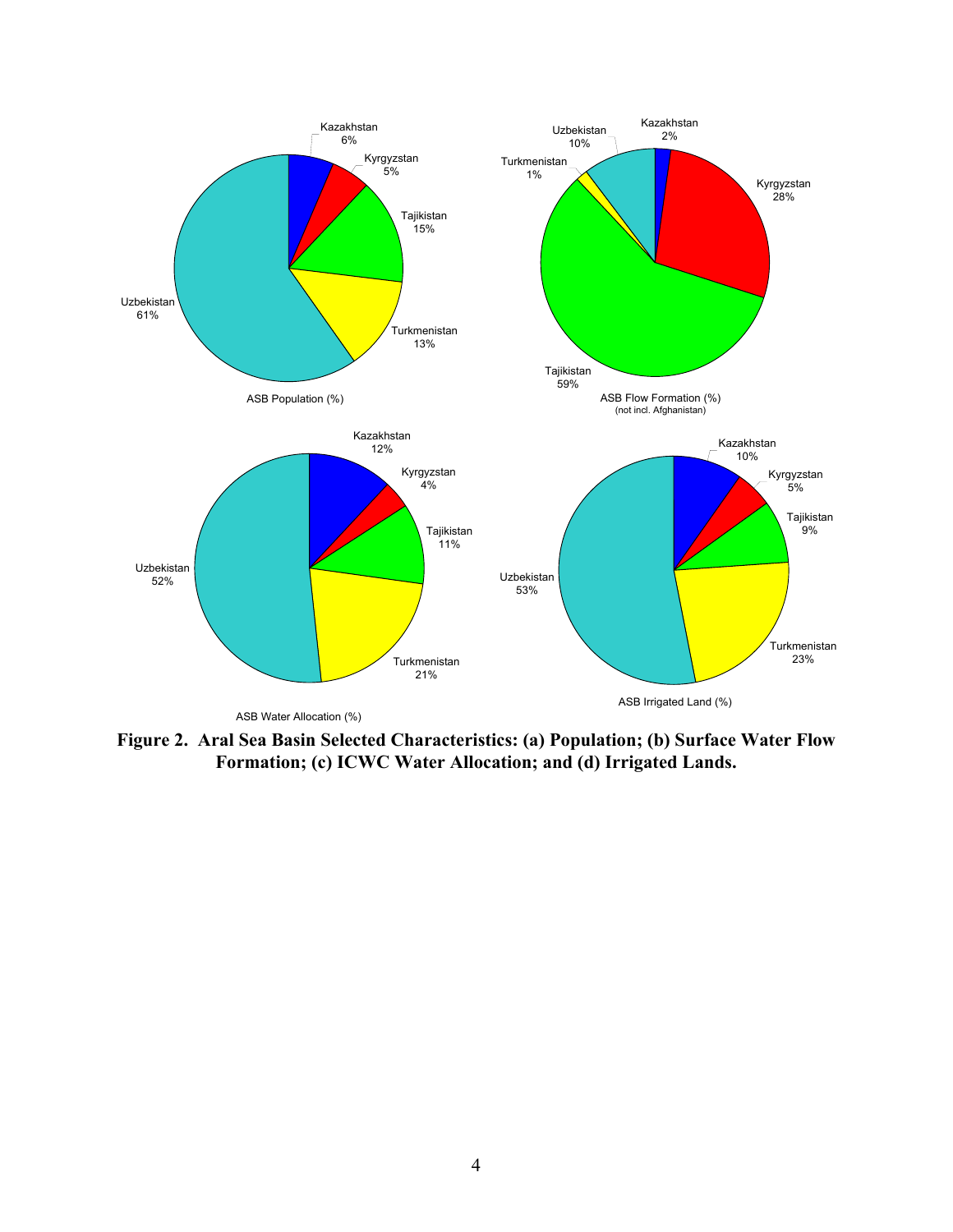Kazakhstan 6%
Kyrgyzstan 5%
Tajikistan 15%
Turkmenistan 13%
Uzbekistan 61%

ASB Population (%)

Kazakhstan 2%
Kyrgyzstan 28%
Tajikistan 59%
Turkmenistan 1%
Uzbekistan 10%

ASB Flow Formation (%)
(not incl. Afghanistan)

Kazakhstan 12%
Kyrgyzstan 4%
Tajikistan 11%
Turkmenistan 21%
Uzbekistan 52%

ASB Water Allocation (%)

Kazakhstan 10%
Kyrgyzstan 5%
Tajikistan 9%
Turkmenistan 23%
Uzbekistan 53%

ASB Irrigated Land (%)

**Figure 2. Aral Sea Basin Selected Characteristics: (a) Population; (b) Surface Water Flow Formation; (c) ICWC Water Allocation; and (d) Irrigated Lands.**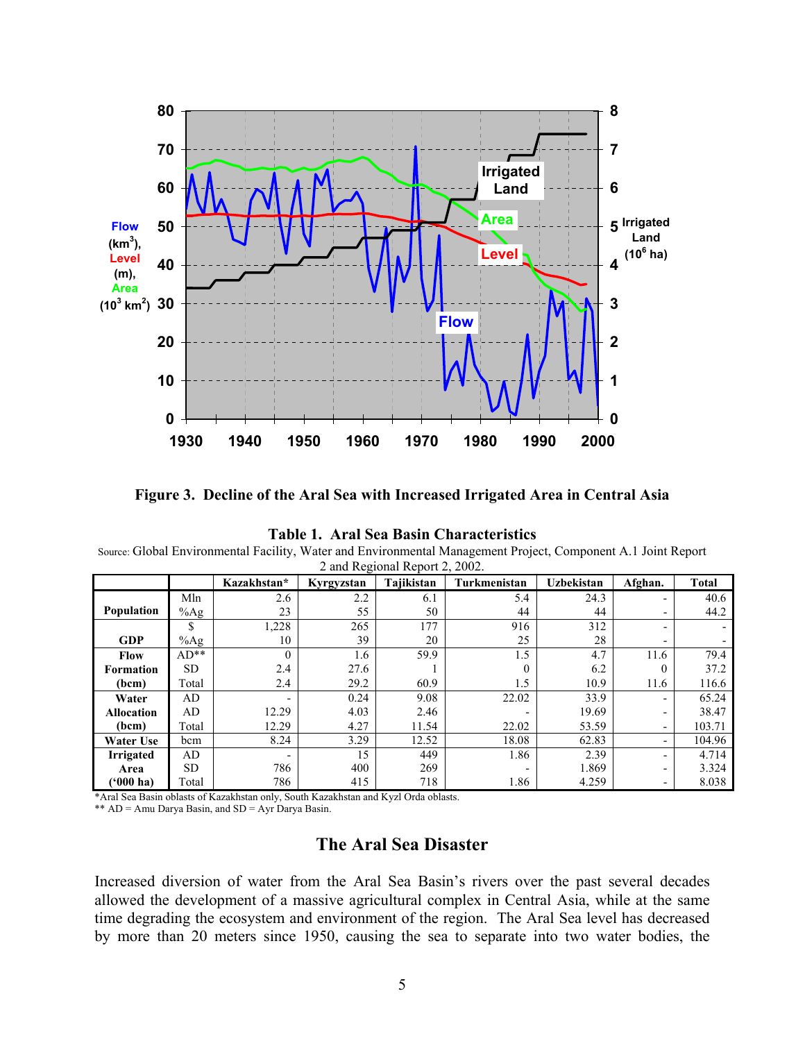**Figure 3. Decline of the Aral Sea with Increased Irrigated Area in Central Asia**

**Table 1. Aral Sea Basin Characteristics**

Source: Global Environmental Facility, Water and Environmental Management Project, Component A.1 Joint Report 2 and Regional Report 2, 2002.

| | | Kazakhstan* | Kyrgyzstan | Tajikistan | Turkmenistan | Uzbekistan | Afghan. | Total |
|---|---|---|---|---|---|---|---|---|
| **Population** | Mln | 2.6 | 2.2 | 6.1 | 5.4 | 24.3 | - | 40.6 |
| | %Ag | 23 | 55 | 50 | 44 | 44 | - | 44.2 |
| **GDP** | $ | 1,228 | 265 | 177 | 916 | 312 | - | - |
| | %Ag | 10 | 39 | 20 | 25 | 28 | - | - |
| **Flow Formation (bcm)** | AD** | 0 | 1.6 | 59.9 | 1.5 | 4.7 | 11.6 | 79.4 |
| | SD | 2.4 | 27.6 | 1 | 0 | 6.2 | 0 | 37.2 |
| | Total | 2.4 | 29.2 | 60.9 | 1.5 | 10.9 | 11.6 | 116.6 |
| **Water Allocation (bcm)** | AD | - | 0.24 | 9.08 | 22.02 | 33.9 | - | 65.24 |
| | AD | 12.29 | 4.03 | 2.46 | - | 19.69 | - | 38.47 |
| | Total | 12.29 | 4.27 | 11.54 | 22.02 | 53.59 | - | 103.71 |
| **Water Use** | bcm | 8.24 | 3.29 | 12.52 | 18.08 | 62.83 | - | 104.96 |
| **Irrigated Area ('000 ha)** | AD | - | 15 | 449 | 1.86 | 2.39 | - | 4.714 |
| | SD | 786 | 400 | 269 | - | 1.869 | - | 3.324 |
| | Total | 786 | 415 | 718 | 1.86 | 4.259 | - | 8.038 |

*Aral Sea Basin oblasts of Kazakhstan only, South Kazakhstan and Kyzl Orda oblasts.
** AD = Amu Darya Basin, and SD = Ayr Darya Basin.

## The Aral Sea Disaster

Increased diversion of water from the Aral Sea Basin's rivers over the past several decades allowed the development of a massive agricultural complex in Central Asia, while at the same time degrading the ecosystem and environment of the region. The Aral Sea level has decreased by more than 20 meters since 1950, causing the sea to separate into two water bodies, the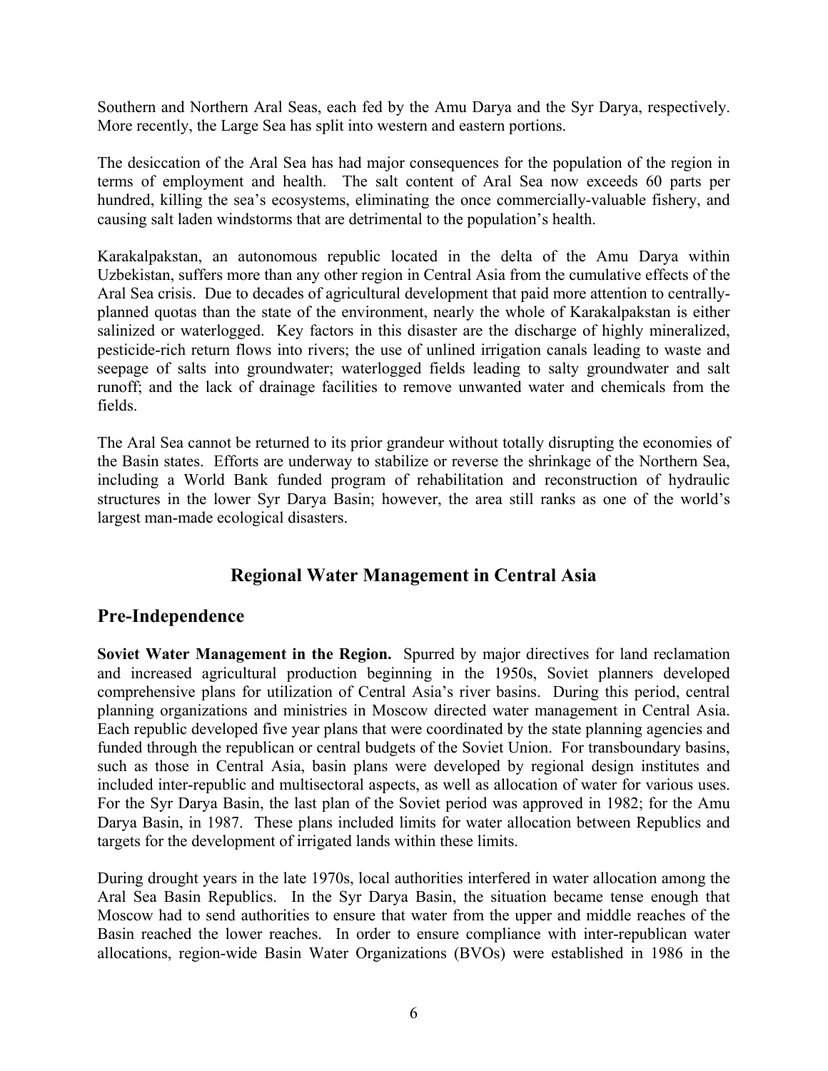Southern and Northern Aral Seas, each fed by the Amu Darya and the Syr Darya, respectively. More recently, the Large Sea has split into western and eastern portions.

The desiccation of the Aral Sea has had major consequences for the population of the region in terms of employment and health. The salt content of Aral Sea now exceeds 60 parts per hundred, killing the sea's ecosystems, eliminating the once commercially-valuable fishery, and causing salt laden windstorms that are detrimental to the population's health.

Karakalpakstan, an autonomous republic located in the delta of the Amu Darya within Uzbekistan, suffers more than any other region in Central Asia from the cumulative effects of the Aral Sea crisis. Due to decades of agricultural development that paid more attention to centrally-planned quotas than the state of the environment, nearly the whole of Karakalpakstan is either salinized or waterlogged. Key factors in this disaster are the discharge of highly mineralized, pesticide-rich return flows into rivers; the use of unlined irrigation canals leading to waste and seepage of salts into groundwater; waterlogged fields leading to salty groundwater and salt runoff; and the lack of drainage facilities to remove unwanted water and chemicals from the fields.

The Aral Sea cannot be returned to its prior grandeur without totally disrupting the economies of the Basin states. Efforts are underway to stabilize or reverse the shrinkage of the Northern Sea, including a World Bank funded program of rehabilitation and reconstruction of hydraulic structures in the lower Syr Darya Basin; however, the area still ranks as one of the world's largest man-made ecological disasters.

# Regional Water Management in Central Asia

## Pre-Independence

**Soviet Water Management in the Region.** Spurred by major directives for land reclamation and increased agricultural production beginning in the 1950s, Soviet planners developed comprehensive plans for utilization of Central Asia's river basins. During this period, central planning organizations and ministries in Moscow directed water management in Central Asia. Each republic developed five year plans that were coordinated by the state planning agencies and funded through the republican or central budgets of the Soviet Union. For transboundary basins, such as those in Central Asia, basin plans were developed by regional design institutes and included inter-republic and multisectoral aspects, as well as allocation of water for various uses. For the Syr Darya Basin, the last plan of the Soviet period was approved in 1982; for the Amu Darya Basin, in 1987. These plans included limits for water allocation between Republics and targets for the development of irrigated lands within these limits.

During drought years in the late 1970s, local authorities interfered in water allocation among the Aral Sea Basin Republics. In the Syr Darya Basin, the situation became tense enough that Moscow had to send authorities to ensure that water from the upper and middle reaches of the Basin reached the lower reaches. In order to ensure compliance with inter-republican water allocations, region-wide Basin Water Organizations (BVOs) were established in 1986 in the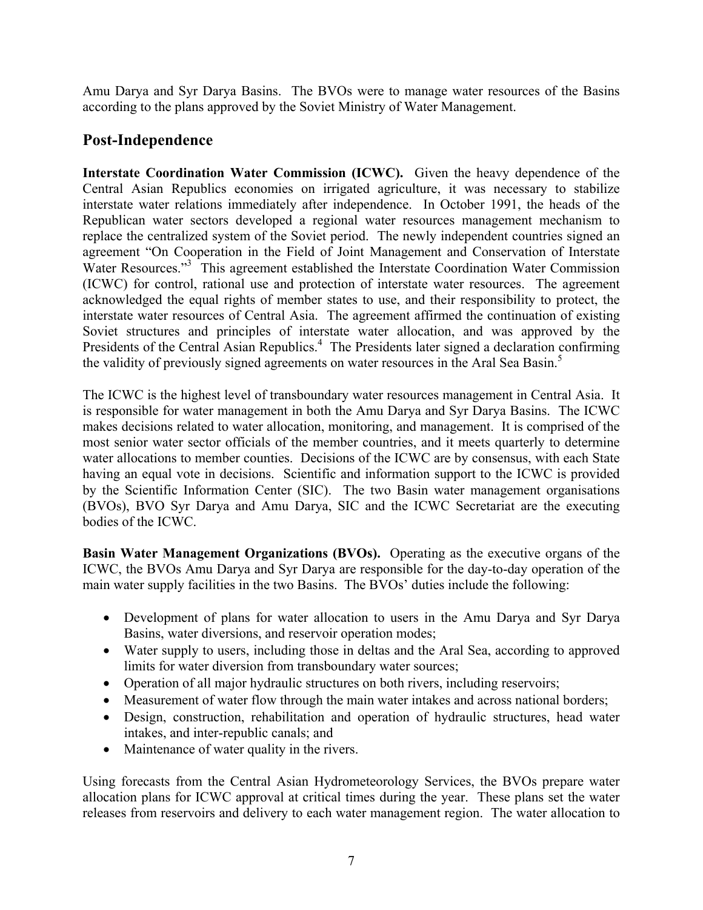Amu Darya and Syr Darya Basins. The BVOs were to manage water resources of the Basins according to the plans approved by the Soviet Ministry of Water Management.

## Post-Independence

**Interstate Coordination Water Commission (ICWC).** Given the heavy dependence of the Central Asian Republics economies on irrigated agriculture, it was necessary to stabilize interstate water relations immediately after independence. In October 1991, the heads of the Republican water sectors developed a regional water resources management mechanism to replace the centralized system of the Soviet period. The newly independent countries signed an agreement "On Cooperation in the Field of Joint Management and Conservation of Interstate Water Resources."[3] This agreement established the Interstate Coordination Water Commission (ICWC) for control, rational use and protection of interstate water resources. The agreement acknowledged the equal rights of member states to use, and their responsibility to protect, the interstate water resources of Central Asia. The agreement affirmed the continuation of existing Soviet structures and principles of interstate water allocation, and was approved by the Presidents of the Central Asian Republics.[4] The Presidents later signed a declaration confirming the validity of previously signed agreements on water resources in the Aral Sea Basin.[5]

The ICWC is the highest level of transboundary water resources management in Central Asia. It is responsible for water management in both the Amu Darya and Syr Darya Basins. The ICWC makes decisions related to water allocation, monitoring, and management. It is comprised of the most senior water sector officials of the member countries, and it meets quarterly to determine water allocations to member counties. Decisions of the ICWC are by consensus, with each State having an equal vote in decisions. Scientific and information support to the ICWC is provided by the Scientific Information Center (SIC). The two Basin water management organisations (BVOs), BVO Syr Darya and Amu Darya, SIC and the ICWC Secretariat are the executing bodies of the ICWC.

**Basin Water Management Organizations (BVOs).** Operating as the executive organs of the ICWC, the BVOs Amu Darya and Syr Darya are responsible for the day-to-day operation of the main water supply facilities in the two Basins. The BVOs' duties include the following:

- Development of plans for water allocation to users in the Amu Darya and Syr Darya Basins, water diversions, and reservoir operation modes;
- Water supply to users, including those in deltas and the Aral Sea, according to approved limits for water diversion from transboundary water sources;
- Operation of all major hydraulic structures on both rivers, including reservoirs;
- Measurement of water flow through the main water intakes and across national borders;
- Design, construction, rehabilitation and operation of hydraulic structures, head water intakes, and inter-republic canals; and
- Maintenance of water quality in the rivers.

Using forecasts from the Central Asian Hydrometeorology Services, the BVOs prepare water allocation plans for ICWC approval at critical times during the year. These plans set the water releases from reservoirs and delivery to each water management region. The water allocation to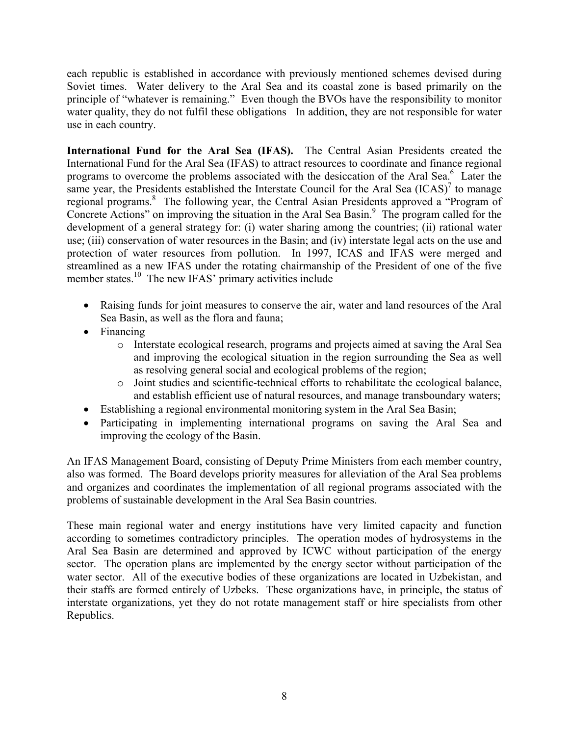each republic is established in accordance with previously mentioned schemes devised during Soviet times. Water delivery to the Aral Sea and its coastal zone is based primarily on the principle of "whatever is remaining." Even though the BVOs have the responsibility to monitor water quality, they do not fulfil these obligations In addition, they are not responsible for water use in each country.

**International Fund for the Aral Sea (IFAS).** The Central Asian Presidents created the International Fund for the Aral Sea (IFAS) to attract resources to coordinate and finance regional programs to overcome the problems associated with the desiccation of the Aral Sea.[6] Later the same year, the Presidents established the Interstate Council for the Aral Sea (ICAS)[7] to manage regional programs.[8] The following year, the Central Asian Presidents approved a "Program of Concrete Actions" on improving the situation in the Aral Sea Basin.[9] The program called for the development of a general strategy for: (i) water sharing among the countries; (ii) rational water use; (iii) conservation of water resources in the Basin; and (iv) interstate legal acts on the use and protection of water resources from pollution. In 1997, ICAS and IFAS were merged and streamlined as a new IFAS under the rotating chairmanship of the President of one of the five member states.[10] The new IFAS' primary activities include

- Raising funds for joint measures to conserve the air, water and land resources of the Aral Sea Basin, as well as the flora and fauna;
- Financing
    - Interstate ecological research, programs and projects aimed at saving the Aral Sea and improving the ecological situation in the region surrounding the Sea as well as resolving general social and ecological problems of the region;
    - Joint studies and scientific-technical efforts to rehabilitate the ecological balance, and establish efficient use of natural resources, and manage transboundary waters;
- Establishing a regional environmental monitoring system in the Aral Sea Basin;
- Participating in implementing international programs on saving the Aral Sea and improving the ecology of the Basin.

An IFAS Management Board, consisting of Deputy Prime Ministers from each member country, also was formed. The Board develops priority measures for alleviation of the Aral Sea problems and organizes and coordinates the implementation of all regional programs associated with the problems of sustainable development in the Aral Sea Basin countries.

These main regional water and energy institutions have very limited capacity and function according to sometimes contradictory principles. The operation modes of hydrosystems in the Aral Sea Basin are determined and approved by ICWC without participation of the energy sector. The operation plans are implemented by the energy sector without participation of the water sector. All of the executive bodies of these organizations are located in Uzbekistan, and their staffs are formed entirely of Uzbeks. These organizations have, in principle, the status of interstate organizations, yet they do not rotate management staff or hire specialists from other Republics.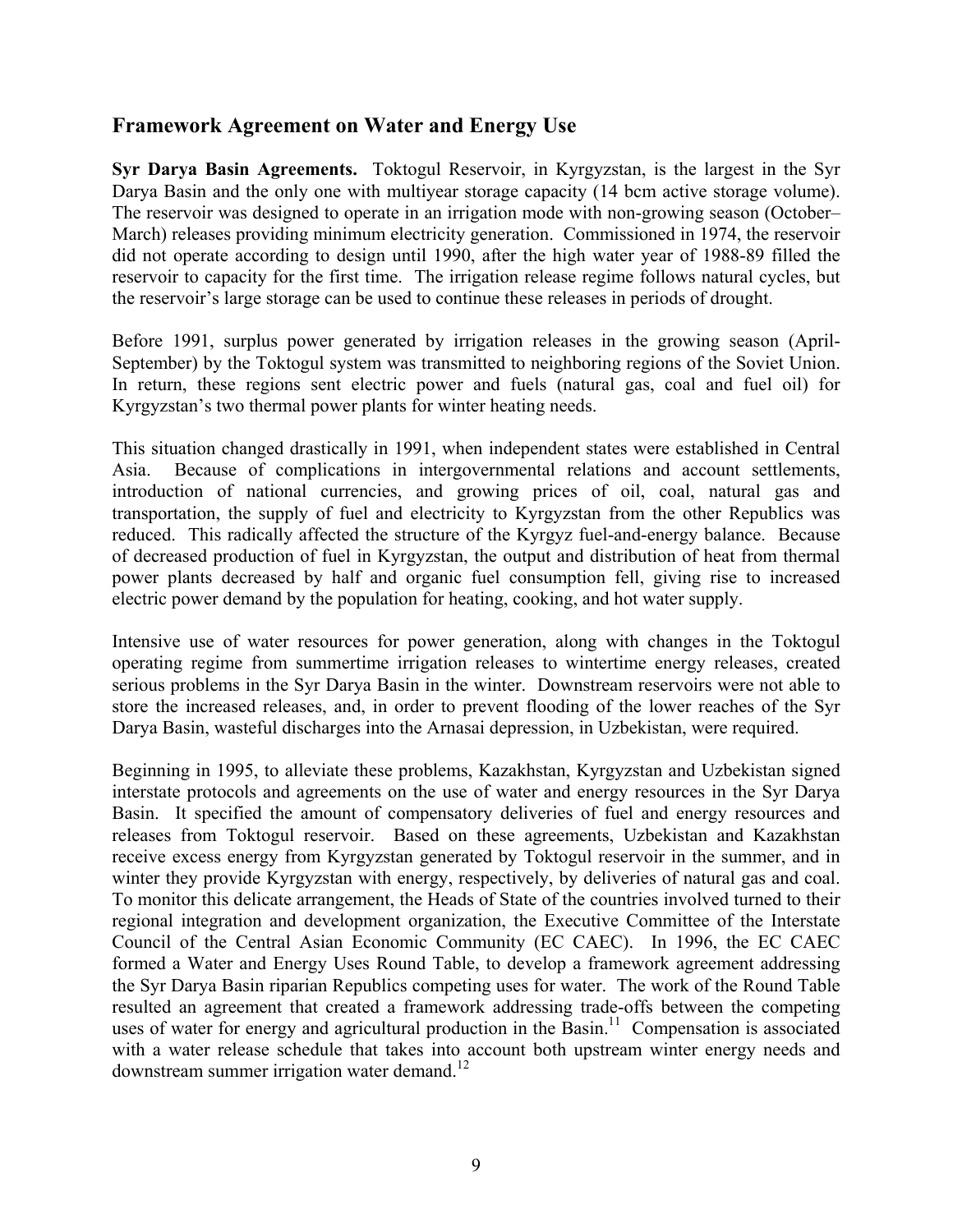## Framework Agreement on Water and Energy Use

**Syr Darya Basin Agreements.** Toktogul Reservoir, in Kyrgyzstan, is the largest in the Syr Darya Basin and the only one with multiyear storage capacity (14 bcm active storage volume). The reservoir was designed to operate in an irrigation mode with non-growing season (October–March) releases providing minimum electricity generation. Commissioned in 1974, the reservoir did not operate according to design until 1990, after the high water year of 1988-89 filled the reservoir to capacity for the first time. The irrigation release regime follows natural cycles, but the reservoir's large storage can be used to continue these releases in periods of drought.

Before 1991, surplus power generated by irrigation releases in the growing season (April-September) by the Toktogul system was transmitted to neighboring regions of the Soviet Union. In return, these regions sent electric power and fuels (natural gas, coal and fuel oil) for Kyrgyzstan's two thermal power plants for winter heating needs.

This situation changed drastically in 1991, when independent states were established in Central Asia. Because of complications in intergovernmental relations and account settlements, introduction of national currencies, and growing prices of oil, coal, natural gas and transportation, the supply of fuel and electricity to Kyrgyzstan from the other Republics was reduced. This radically affected the structure of the Kyrgyz fuel-and-energy balance. Because of decreased production of fuel in Kyrgyzstan, the output and distribution of heat from thermal power plants decreased by half and organic fuel consumption fell, giving rise to increased electric power demand by the population for heating, cooking, and hot water supply.

Intensive use of water resources for power generation, along with changes in the Toktogul operating regime from summertime irrigation releases to wintertime energy releases, created serious problems in the Syr Darya Basin in the winter. Downstream reservoirs were not able to store the increased releases, and, in order to prevent flooding of the lower reaches of the Syr Darya Basin, wasteful discharges into the Arnasai depression, in Uzbekistan, were required.

Beginning in 1995, to alleviate these problems, Kazakhstan, Kyrgyzstan and Uzbekistan signed interstate protocols and agreements on the use of water and energy resources in the Syr Darya Basin. It specified the amount of compensatory deliveries of fuel and energy resources and releases from Toktogul reservoir. Based on these agreements, Uzbekistan and Kazakhstan receive excess energy from Kyrgyzstan generated by Toktogul reservoir in the summer, and in winter they provide Kyrgyzstan with energy, respectively, by deliveries of natural gas and coal. To monitor this delicate arrangement, the Heads of State of the countries involved turned to their regional integration and development organization, the Executive Committee of the Interstate Council of the Central Asian Economic Community (EC CAEC). In 1996, the EC CAEC formed a Water and Energy Uses Round Table, to develop a framework agreement addressing the Syr Darya Basin riparian Republics competing uses for water. The work of the Round Table resulted an agreement that created a framework addressing trade-offs between the competing uses of water for energy and agricultural production in the Basin.[11] Compensation is associated with a water release schedule that takes into account both upstream winter energy needs and downstream summer irrigation water demand.[12]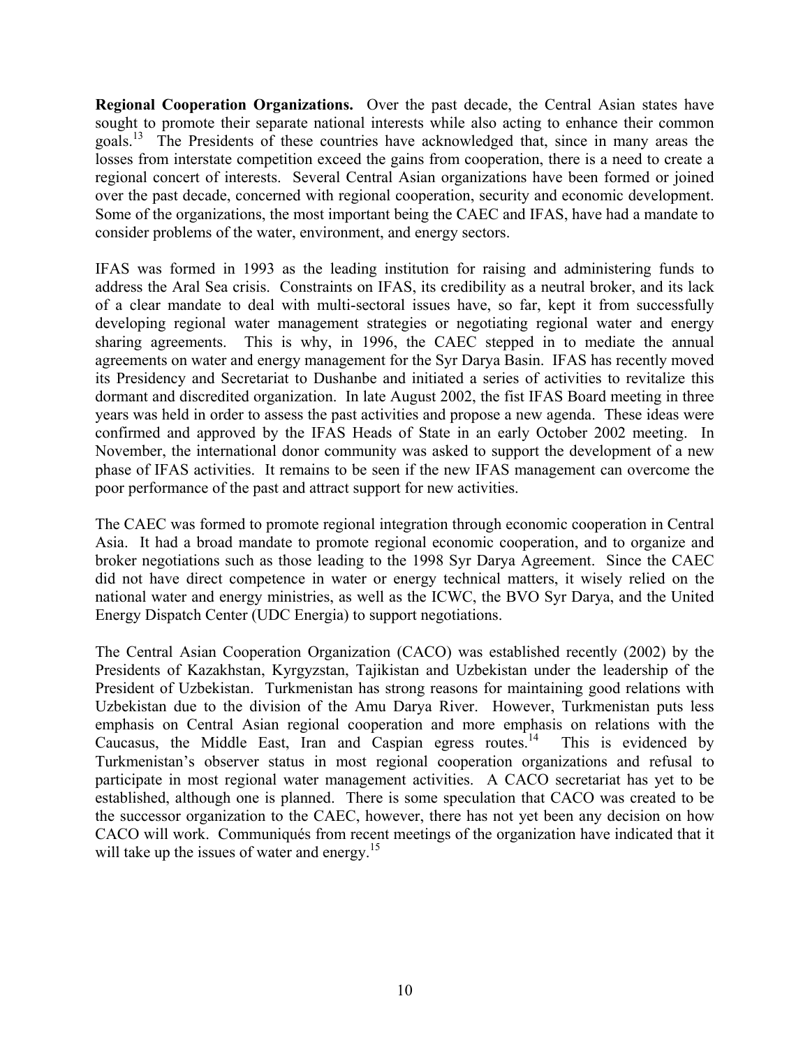**Regional Cooperation Organizations.** Over the past decade, the Central Asian states have sought to promote their separate national interests while also acting to enhance their common goals.[13] The Presidents of these countries have acknowledged that, since in many areas the losses from interstate competition exceed the gains from cooperation, there is a need to create a regional concert of interests. Several Central Asian organizations have been formed or joined over the past decade, concerned with regional cooperation, security and economic development. Some of the organizations, the most important being the CAEC and IFAS, have had a mandate to consider problems of the water, environment, and energy sectors.

IFAS was formed in 1993 as the leading institution for raising and administering funds to address the Aral Sea crisis. Constraints on IFAS, its credibility as a neutral broker, and its lack of a clear mandate to deal with multi-sectoral issues have, so far, kept it from successfully developing regional water management strategies or negotiating regional water and energy sharing agreements. This is why, in 1996, the CAEC stepped in to mediate the annual agreements on water and energy management for the Syr Darya Basin. IFAS has recently moved its Presidency and Secretariat to Dushanbe and initiated a series of activities to revitalize this dormant and discredited organization. In late August 2002, the fist IFAS Board meeting in three years was held in order to assess the past activities and propose a new agenda. These ideas were confirmed and approved by the IFAS Heads of State in an early October 2002 meeting. In November, the international donor community was asked to support the development of a new phase of IFAS activities. It remains to be seen if the new IFAS management can overcome the poor performance of the past and attract support for new activities.

The CAEC was formed to promote regional integration through economic cooperation in Central Asia. It had a broad mandate to promote regional economic cooperation, and to organize and broker negotiations such as those leading to the 1998 Syr Darya Agreement. Since the CAEC did not have direct competence in water or energy technical matters, it wisely relied on the national water and energy ministries, as well as the ICWC, the BVO Syr Darya, and the United Energy Dispatch Center (UDC Energia) to support negotiations.

The Central Asian Cooperation Organization (CACO) was established recently (2002) by the Presidents of Kazakhstan, Kyrgyzstan, Tajikistan and Uzbekistan under the leadership of the President of Uzbekistan. Turkmenistan has strong reasons for maintaining good relations with Uzbekistan due to the division of the Amu Darya River. However, Turkmenistan puts less emphasis on Central Asian regional cooperation and more emphasis on relations with the Caucasus, the Middle East, Iran and Caspian egress routes.[14] This is evidenced by Turkmenistan's observer status in most regional cooperation organizations and refusal to participate in most regional water management activities. A CACO secretariat has yet to be established, although one is planned. There is some speculation that CACO was created to be the successor organization to the CAEC, however, there has not yet been any decision on how CACO will work. Communiqués from recent meetings of the organization have indicated that it will take up the issues of water and energy.[15]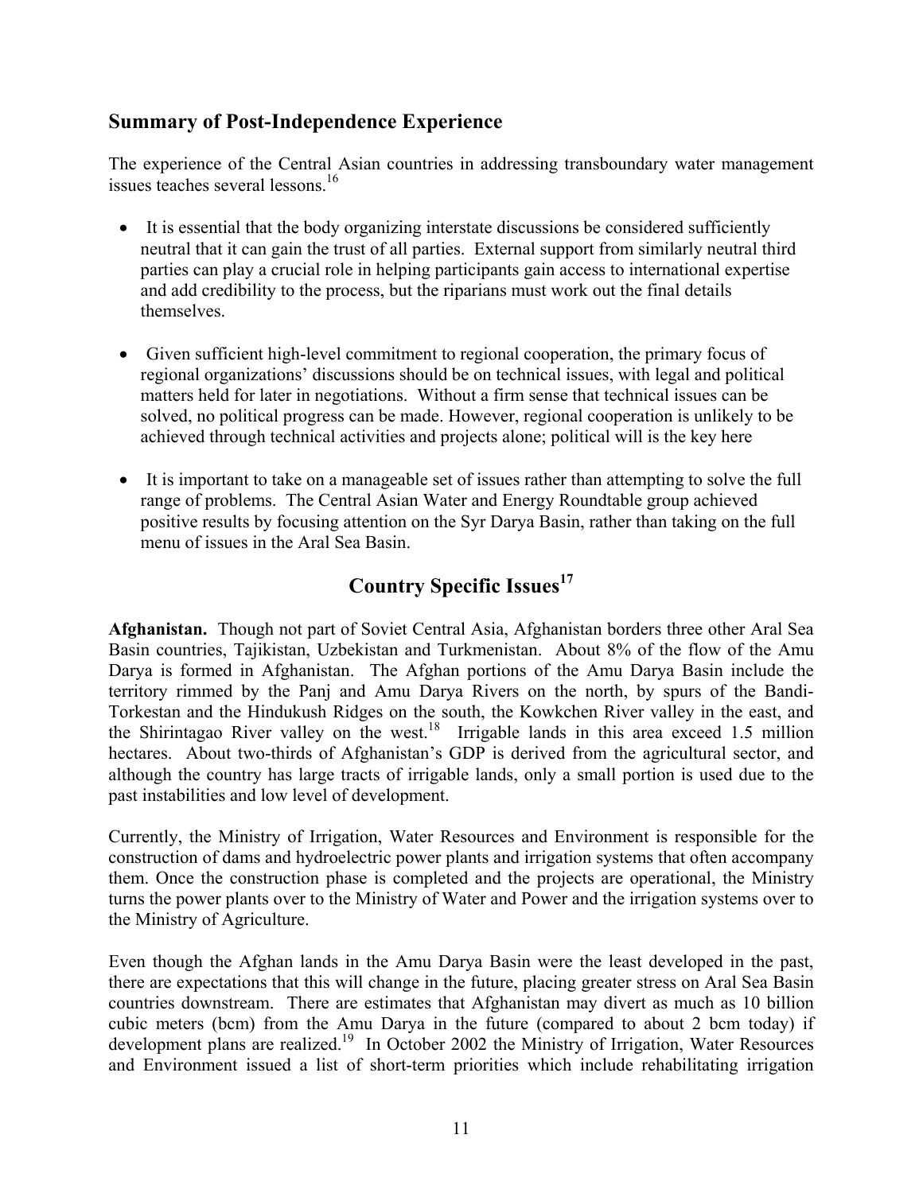## Summary of Post-Independence Experience

The experience of the Central Asian countries in addressing transboundary water management issues teaches several lessons.[16]

- It is essential that the body organizing interstate discussions be considered sufficiently neutral that it can gain the trust of all parties. External support from similarly neutral third parties can play a crucial role in helping participants gain access to international expertise and add credibility to the process, but the riparians must work out the final details themselves.

- Given sufficient high-level commitment to regional cooperation, the primary focus of regional organizations' discussions should be on technical issues, with legal and political matters held for later in negotiations. Without a firm sense that technical issues can be solved, no political progress can be made. However, regional cooperation is unlikely to be achieved through technical activities and projects alone; political will is the key here

- It is important to take on a manageable set of issues rather than attempting to solve the full range of problems. The Central Asian Water and Energy Roundtable group achieved positive results by focusing attention on the Syr Darya Basin, rather than taking on the full menu of issues in the Aral Sea Basin.

## Country Specific Issues[17]

**Afghanistan.** Though not part of Soviet Central Asia, Afghanistan borders three other Aral Sea Basin countries, Tajikistan, Uzbekistan and Turkmenistan. About 8% of the flow of the Amu Darya is formed in Afghanistan. The Afghan portions of the Amu Darya Basin include the territory rimmed by the Panj and Amu Darya Rivers on the north, by spurs of the Bandi-Torkestan and the Hindukush Ridges on the south, the Kowkchen River valley in the east, and the Shirintagao River valley on the west.[18] Irrigable lands in this area exceed 1.5 million hectares. About two-thirds of Afghanistan's GDP is derived from the agricultural sector, and although the country has large tracts of irrigable lands, only a small portion is used due to the past instabilities and low level of development.

Currently, the Ministry of Irrigation, Water Resources and Environment is responsible for the construction of dams and hydroelectric power plants and irrigation systems that often accompany them. Once the construction phase is completed and the projects are operational, the Ministry turns the power plants over to the Ministry of Water and Power and the irrigation systems over to the Ministry of Agriculture.

Even though the Afghan lands in the Amu Darya Basin were the least developed in the past, there are expectations that this will change in the future, placing greater stress on Aral Sea Basin countries downstream. There are estimates that Afghanistan may divert as much as 10 billion cubic meters (bcm) from the Amu Darya in the future (compared to about 2 bcm today) if development plans are realized.[19] In October 2002 the Ministry of Irrigation, Water Resources and Environment issued a list of short-term priorities which include rehabilitating irrigation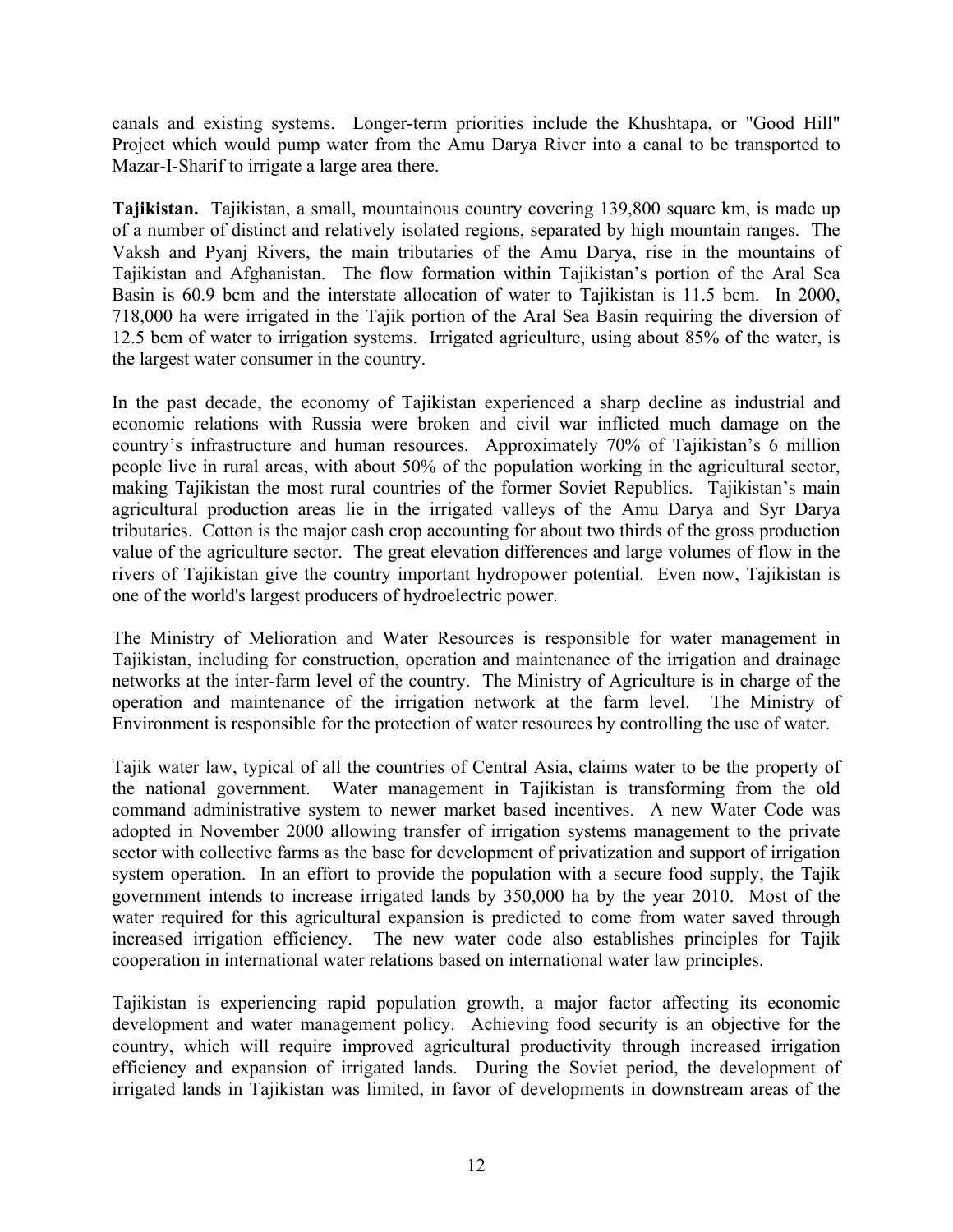canals and existing systems. Longer-term priorities include the Khushtapa, or "Good Hill" Project which would pump water from the Amu Darya River into a canal to be transported to Mazar-I-Sharif to irrigate a large area there.

**Tajikistan.** Tajikistan, a small, mountainous country covering 139,800 square km, is made up of a number of distinct and relatively isolated regions, separated by high mountain ranges. The Vaksh and Pyanj Rivers, the main tributaries of the Amu Darya, rise in the mountains of Tajikistan and Afghanistan. The flow formation within Tajikistan's portion of the Aral Sea Basin is 60.9 bcm and the interstate allocation of water to Tajikistan is 11.5 bcm. In 2000, 718,000 ha were irrigated in the Tajik portion of the Aral Sea Basin requiring the diversion of 12.5 bcm of water to irrigation systems. Irrigated agriculture, using about 85% of the water, is the largest water consumer in the country.

In the past decade, the economy of Tajikistan experienced a sharp decline as industrial and economic relations with Russia were broken and civil war inflicted much damage on the country's infrastructure and human resources. Approximately 70% of Tajikistan's 6 million people live in rural areas, with about 50% of the population working in the agricultural sector, making Tajikistan the most rural countries of the former Soviet Republics. Tajikistan's main agricultural production areas lie in the irrigated valleys of the Amu Darya and Syr Darya tributaries. Cotton is the major cash crop accounting for about two thirds of the gross production value of the agriculture sector. The great elevation differences and large volumes of flow in the rivers of Tajikistan give the country important hydropower potential. Even now, Tajikistan is one of the world's largest producers of hydroelectric power.

The Ministry of Melioration and Water Resources is responsible for water management in Tajikistan, including for construction, operation and maintenance of the irrigation and drainage networks at the inter-farm level of the country. The Ministry of Agriculture is in charge of the operation and maintenance of the irrigation network at the farm level. The Ministry of Environment is responsible for the protection of water resources by controlling the use of water.

Tajik water law, typical of all the countries of Central Asia, claims water to be the property of the national government. Water management in Tajikistan is transforming from the old command administrative system to newer market based incentives. A new Water Code was adopted in November 2000 allowing transfer of irrigation systems management to the private sector with collective farms as the base for development of privatization and support of irrigation system operation. In an effort to provide the population with a secure food supply, the Tajik government intends to increase irrigated lands by 350,000 ha by the year 2010. Most of the water required for this agricultural expansion is predicted to come from water saved through increased irrigation efficiency. The new water code also establishes principles for Tajik cooperation in international water relations based on international water law principles.

Tajikistan is experiencing rapid population growth, a major factor affecting its economic development and water management policy. Achieving food security is an objective for the country, which will require improved agricultural productivity through increased irrigation efficiency and expansion of irrigated lands. During the Soviet period, the development of irrigated lands in Tajikistan was limited, in favor of developments in downstream areas of the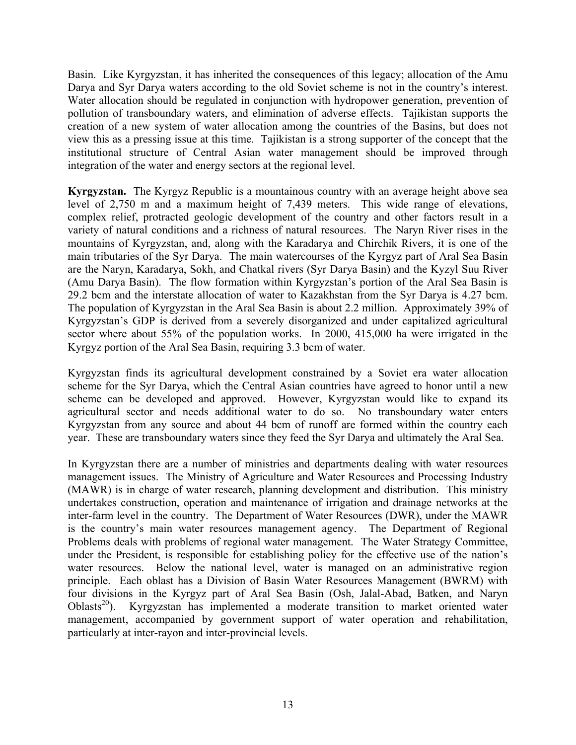Basin. Like Kyrgyzstan, it has inherited the consequences of this legacy; allocation of the Amu Darya and Syr Darya waters according to the old Soviet scheme is not in the country's interest. Water allocation should be regulated in conjunction with hydropower generation, prevention of pollution of transboundary waters, and elimination of adverse effects. Tajikistan supports the creation of a new system of water allocation among the countries of the Basins, but does not view this as a pressing issue at this time. Tajikistan is a strong supporter of the concept that the institutional structure of Central Asian water management should be improved through integration of the water and energy sectors at the regional level.

**Kyrgyzstan.** The Kyrgyz Republic is a mountainous country with an average height above sea level of 2,750 m and a maximum height of 7,439 meters. This wide range of elevations, complex relief, protracted geologic development of the country and other factors result in a variety of natural conditions and a richness of natural resources. The Naryn River rises in the mountains of Kyrgyzstan, and, along with the Karadarya and Chirchik Rivers, it is one of the main tributaries of the Syr Darya. The main watercourses of the Kyrgyz part of Aral Sea Basin are the Naryn, Karadarya, Sokh, and Chatkal rivers (Syr Darya Basin) and the Kyzyl Suu River (Amu Darya Basin). The flow formation within Kyrgyzstan's portion of the Aral Sea Basin is 29.2 bcm and the interstate allocation of water to Kazakhstan from the Syr Darya is 4.27 bcm. The population of Kyrgyzstan in the Aral Sea Basin is about 2.2 million. Approximately 39% of Kyrgyzstan's GDP is derived from a severely disorganized and under capitalized agricultural sector where about 55% of the population works. In 2000, 415,000 ha were irrigated in the Kyrgyz portion of the Aral Sea Basin, requiring 3.3 bcm of water.

Kyrgyzstan finds its agricultural development constrained by a Soviet era water allocation scheme for the Syr Darya, which the Central Asian countries have agreed to honor until a new scheme can be developed and approved. However, Kyrgyzstan would like to expand its agricultural sector and needs additional water to do so. No transboundary water enters Kyrgyzstan from any source and about 44 bcm of runoff are formed within the country each year. These are transboundary waters since they feed the Syr Darya and ultimately the Aral Sea.

In Kyrgyzstan there are a number of ministries and departments dealing with water resources management issues. The Ministry of Agriculture and Water Resources and Processing Industry (MAWR) is in charge of water research, planning development and distribution. This ministry undertakes construction, operation and maintenance of irrigation and drainage networks at the inter-farm level in the country. The Department of Water Resources (DWR), under the MAWR is the country's main water resources management agency. The Department of Regional Problems deals with problems of regional water management. The Water Strategy Committee, under the President, is responsible for establishing policy for the effective use of the nation's water resources. Below the national level, water is managed on an administrative region principle. Each oblast has a Division of Basin Water Resources Management (BWRM) with four divisions in the Kyrgyz part of Aral Sea Basin (Osh, Jalal-Abad, Batken, and Naryn Oblasts[20]). Kyrgyzstan has implemented a moderate transition to market oriented water management, accompanied by government support of water operation and rehabilitation, particularly at inter-rayon and inter-provincial levels.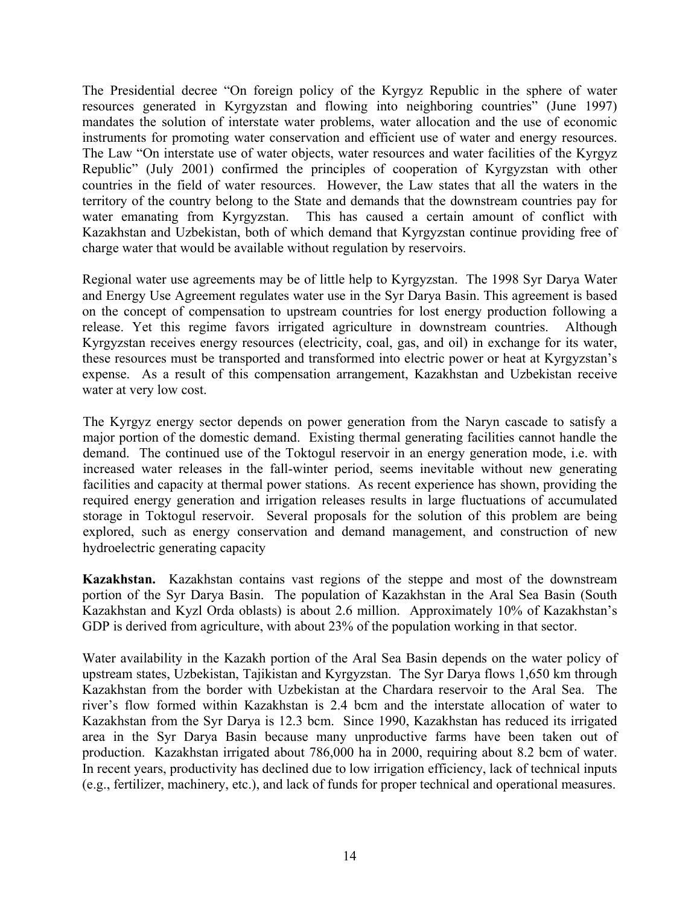The Presidential decree "On foreign policy of the Kyrgyz Republic in the sphere of water resources generated in Kyrgyzstan and flowing into neighboring countries" (June 1997) mandates the solution of interstate water problems, water allocation and the use of economic instruments for promoting water conservation and efficient use of water and energy resources. The Law "On interstate use of water objects, water resources and water facilities of the Kyrgyz Republic" (July 2001) confirmed the principles of cooperation of Kyrgyzstan with other countries in the field of water resources. However, the Law states that all the waters in the territory of the country belong to the State and demands that the downstream countries pay for water emanating from Kyrgyzstan. This has caused a certain amount of conflict with Kazakhstan and Uzbekistan, both of which demand that Kyrgyzstan continue providing free of charge water that would be available without regulation by reservoirs.

Regional water use agreements may be of little help to Kyrgyzstan. The 1998 Syr Darya Water and Energy Use Agreement regulates water use in the Syr Darya Basin. This agreement is based on the concept of compensation to upstream countries for lost energy production following a release. Yet this regime favors irrigated agriculture in downstream countries. Although Kyrgyzstan receives energy resources (electricity, coal, gas, and oil) in exchange for its water, these resources must be transported and transformed into electric power or heat at Kyrgyzstan's expense. As a result of this compensation arrangement, Kazakhstan and Uzbekistan receive water at very low cost.

The Kyrgyz energy sector depends on power generation from the Naryn cascade to satisfy a major portion of the domestic demand. Existing thermal generating facilities cannot handle the demand. The continued use of the Toktogul reservoir in an energy generation mode, i.e. with increased water releases in the fall-winter period, seems inevitable without new generating facilities and capacity at thermal power stations. As recent experience has shown, providing the required energy generation and irrigation releases results in large fluctuations of accumulated storage in Toktogul reservoir. Several proposals for the solution of this problem are being explored, such as energy conservation and demand management, and construction of new hydroelectric generating capacity

**Kazakhstan.** Kazakhstan contains vast regions of the steppe and most of the downstream portion of the Syr Darya Basin. The population of Kazakhstan in the Aral Sea Basin (South Kazakhstan and Kyzl Orda oblasts) is about 2.6 million. Approximately 10% of Kazakhstan's GDP is derived from agriculture, with about 23% of the population working in that sector.

Water availability in the Kazakh portion of the Aral Sea Basin depends on the water policy of upstream states, Uzbekistan, Tajikistan and Kyrgyzstan. The Syr Darya flows 1,650 km through Kazakhstan from the border with Uzbekistan at the Chardara reservoir to the Aral Sea. The river's flow formed within Kazakhstan is 2.4 bcm and the interstate allocation of water to Kazakhstan from the Syr Darya is 12.3 bcm. Since 1990, Kazakhstan has reduced its irrigated area in the Syr Darya Basin because many unproductive farms have been taken out of production. Kazakhstan irrigated about 786,000 ha in 2000, requiring about 8.2 bcm of water. In recent years, productivity has declined due to low irrigation efficiency, lack of technical inputs (e.g., fertilizer, machinery, etc.), and lack of funds for proper technical and operational measures.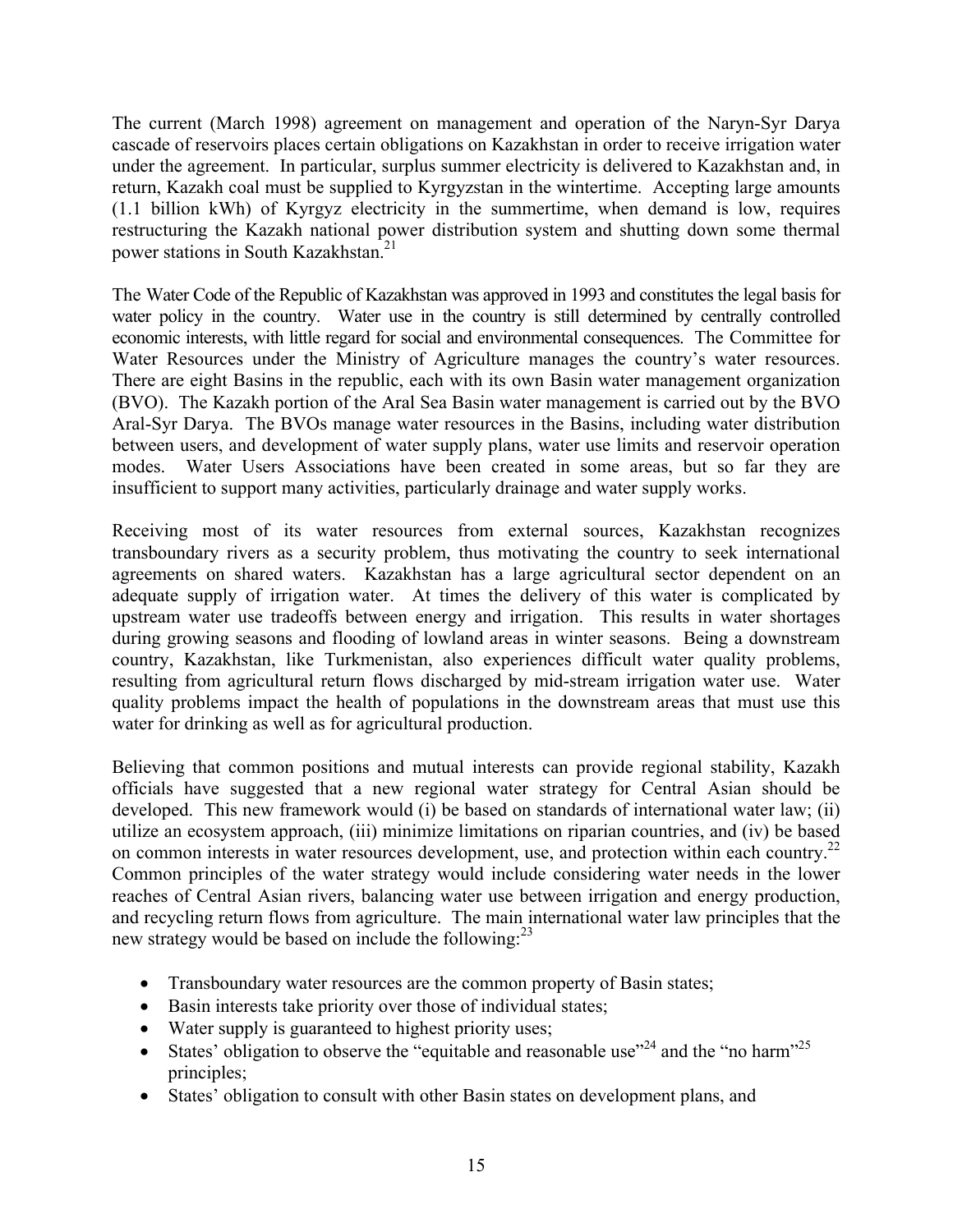The current (March 1998) agreement on management and operation of the Naryn-Syr Darya cascade of reservoirs places certain obligations on Kazakhstan in order to receive irrigation water under the agreement. In particular, surplus summer electricity is delivered to Kazakhstan and, in return, Kazakh coal must be supplied to Kyrgyzstan in the wintertime. Accepting large amounts (1.1 billion kWh) of Kyrgyz electricity in the summertime, when demand is low, requires restructuring the Kazakh national power distribution system and shutting down some thermal power stations in South Kazakhstan.[21]

The Water Code of the Republic of Kazakhstan was approved in 1993 and constitutes the legal basis for water policy in the country. Water use in the country is still determined by centrally controlled economic interests, with little regard for social and environmental consequences. The Committee for Water Resources under the Ministry of Agriculture manages the country's water resources. There are eight Basins in the republic, each with its own Basin water management organization (BVO). The Kazakh portion of the Aral Sea Basin water management is carried out by the BVO Aral-Syr Darya. The BVOs manage water resources in the Basins, including water distribution between users, and development of water supply plans, water use limits and reservoir operation modes. Water Users Associations have been created in some areas, but so far they are insufficient to support many activities, particularly drainage and water supply works.

Receiving most of its water resources from external sources, Kazakhstan recognizes transboundary rivers as a security problem, thus motivating the country to seek international agreements on shared waters. Kazakhstan has a large agricultural sector dependent on an adequate supply of irrigation water. At times the delivery of this water is complicated by upstream water use tradeoffs between energy and irrigation. This results in water shortages during growing seasons and flooding of lowland areas in winter seasons. Being a downstream country, Kazakhstan, like Turkmenistan, also experiences difficult water quality problems, resulting from agricultural return flows discharged by mid-stream irrigation water use. Water quality problems impact the health of populations in the downstream areas that must use this water for drinking as well as for agricultural production.

Believing that common positions and mutual interests can provide regional stability, Kazakh officials have suggested that a new regional water strategy for Central Asian should be developed. This new framework would (i) be based on standards of international water law; (ii) utilize an ecosystem approach, (iii) minimize limitations on riparian countries, and (iv) be based on common interests in water resources development, use, and protection within each country.[22] Common principles of the water strategy would include considering water needs in the lower reaches of Central Asian rivers, balancing water use between irrigation and energy production, and recycling return flows from agriculture. The main international water law principles that the new strategy would be based on include the following:[23]

- Transboundary water resources are the common property of Basin states;
- Basin interests take priority over those of individual states;
- Water supply is guaranteed to highest priority uses;
- States' obligation to observe the "equitable and reasonable use"[24] and the "no harm"[25] principles;
- States' obligation to consult with other Basin states on development plans, and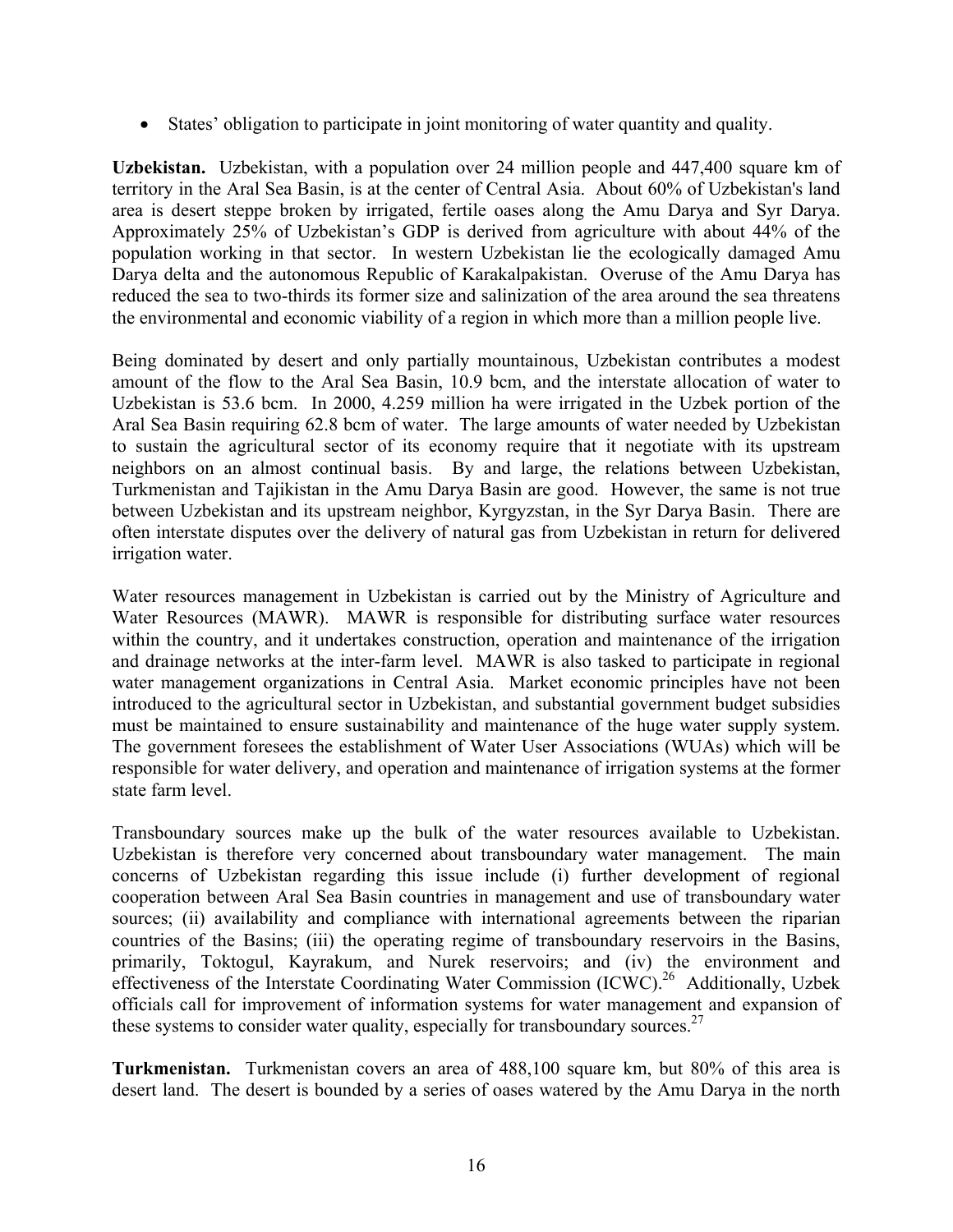- States' obligation to participate in joint monitoring of water quantity and quality.

**Uzbekistan.** Uzbekistan, with a population over 24 million people and 447,400 square km of territory in the Aral Sea Basin, is at the center of Central Asia. About 60% of Uzbekistan's land area is desert steppe broken by irrigated, fertile oases along the Amu Darya and Syr Darya. Approximately 25% of Uzbekistan's GDP is derived from agriculture with about 44% of the population working in that sector. In western Uzbekistan lie the ecologically damaged Amu Darya delta and the autonomous Republic of Karakalpakistan. Overuse of the Amu Darya has reduced the sea to two-thirds its former size and salinization of the area around the sea threatens the environmental and economic viability of a region in which more than a million people live.

Being dominated by desert and only partially mountainous, Uzbekistan contributes a modest amount of the flow to the Aral Sea Basin, 10.9 bcm, and the interstate allocation of water to Uzbekistan is 53.6 bcm. In 2000, 4.259 million ha were irrigated in the Uzbek portion of the Aral Sea Basin requiring 62.8 bcm of water. The large amounts of water needed by Uzbekistan to sustain the agricultural sector of its economy require that it negotiate with its upstream neighbors on an almost continual basis. By and large, the relations between Uzbekistan, Turkmenistan and Tajikistan in the Amu Darya Basin are good. However, the same is not true between Uzbekistan and its upstream neighbor, Kyrgyzstan, in the Syr Darya Basin. There are often interstate disputes over the delivery of natural gas from Uzbekistan in return for delivered irrigation water.

Water resources management in Uzbekistan is carried out by the Ministry of Agriculture and Water Resources (MAWR). MAWR is responsible for distributing surface water resources within the country, and it undertakes construction, operation and maintenance of the irrigation and drainage networks at the inter-farm level. MAWR is also tasked to participate in regional water management organizations in Central Asia. Market economic principles have not been introduced to the agricultural sector in Uzbekistan, and substantial government budget subsidies must be maintained to ensure sustainability and maintenance of the huge water supply system. The government foresees the establishment of Water User Associations (WUAs) which will be responsible for water delivery, and operation and maintenance of irrigation systems at the former state farm level.

Transboundary sources make up the bulk of the water resources available to Uzbekistan. Uzbekistan is therefore very concerned about transboundary water management. The main concerns of Uzbekistan regarding this issue include (i) further development of regional cooperation between Aral Sea Basin countries in management and use of transboundary water sources; (ii) availability and compliance with international agreements between the riparian countries of the Basins; (iii) the operating regime of transboundary reservoirs in the Basins, primarily, Toktogul, Kayrakum, and Nurek reservoirs; and (iv) the environment and effectiveness of the Interstate Coordinating Water Commission (ICWC).[26] Additionally, Uzbek officials call for improvement of information systems for water management and expansion of these systems to consider water quality, especially for transboundary sources.[27]

**Turkmenistan.** Turkmenistan covers an area of 488,100 square km, but 80% of this area is desert land. The desert is bounded by a series of oases watered by the Amu Darya in the north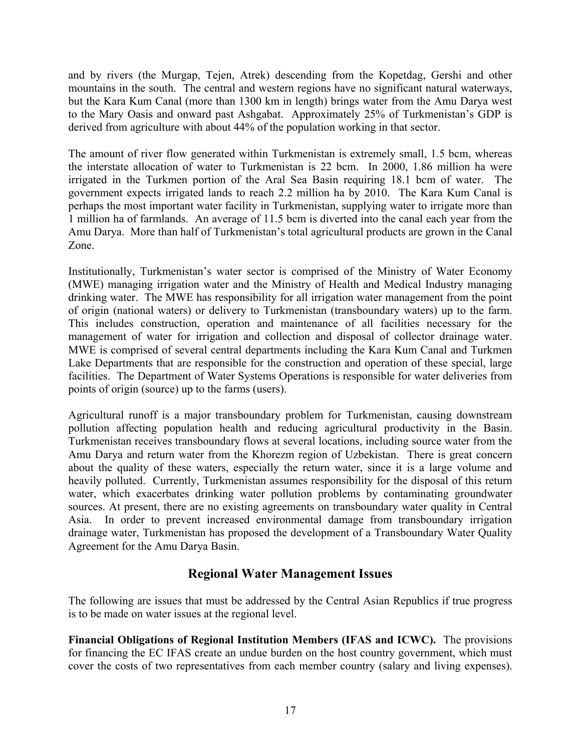and by rivers (the Murgap, Tejen, Atrek) descending from the Kopetdag, Gershi and other mountains in the south. The central and western regions have no significant natural waterways, but the Kara Kum Canal (more than 1300 km in length) brings water from the Amu Darya west to the Mary Oasis and onward past Ashgabat. Approximately 25% of Turkmenistan's GDP is derived from agriculture with about 44% of the population working in that sector.

The amount of river flow generated within Turkmenistan is extremely small, 1.5 bcm, whereas the interstate allocation of water to Turkmenistan is 22 bcm. In 2000, 1.86 million ha were irrigated in the Turkmen portion of the Aral Sea Basin requiring 18.1 bcm of water. The government expects irrigated lands to reach 2.2 million ha by 2010. The Kara Kum Canal is perhaps the most important water facility in Turkmenistan, supplying water to irrigate more than 1 million ha of farmlands. An average of 11.5 bcm is diverted into the canal each year from the Amu Darya. More than half of Turkmenistan's total agricultural products are grown in the Canal Zone.

Institutionally, Turkmenistan's water sector is comprised of the Ministry of Water Economy (MWE) managing irrigation water and the Ministry of Health and Medical Industry managing drinking water. The MWE has responsibility for all irrigation water management from the point of origin (national waters) or delivery to Turkmenistan (transboundary waters) up to the farm. This includes construction, operation and maintenance of all facilities necessary for the management of water for irrigation and collection and disposal of collector drainage water. MWE is comprised of several central departments including the Kara Kum Canal and Turkmen Lake Departments that are responsible for the construction and operation of these special, large facilities. The Department of Water Systems Operations is responsible for water deliveries from points of origin (source) up to the farms (users).

Agricultural runoff is a major transboundary problem for Turkmenistan, causing downstream pollution affecting population health and reducing agricultural productivity in the Basin. Turkmenistan receives transboundary flows at several locations, including source water from the Amu Darya and return water from the Khorezm region of Uzbekistan. There is great concern about the quality of these waters, especially the return water, since it is a large volume and heavily polluted. Currently, Turkmenistan assumes responsibility for the disposal of this return water, which exacerbates drinking water pollution problems by contaminating groundwater sources. At present, there are no existing agreements on transboundary water quality in Central Asia. In order to prevent increased environmental damage from transboundary irrigation drainage water, Turkmenistan has proposed the development of a Transboundary Water Quality Agreement for the Amu Darya Basin.

## Regional Water Management Issues

The following are issues that must be addressed by the Central Asian Republics if true progress is to be made on water issues at the regional level.

**Financial Obligations of Regional Institution Members (IFAS and ICWC).** The provisions for financing the EC IFAS create an undue burden on the host country government, which must cover the costs of two representatives from each member country (salary and living expenses).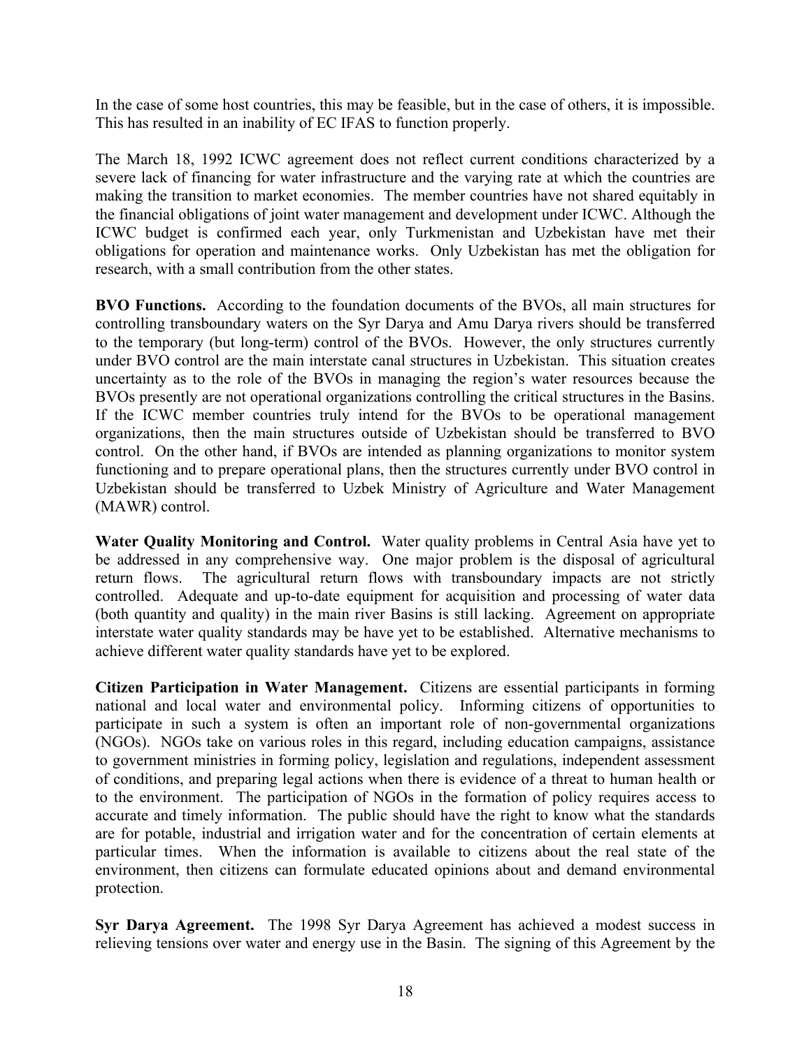In the case of some host countries, this may be feasible, but in the case of others, it is impossible. This has resulted in an inability of EC IFAS to function properly.

The March 18, 1992 ICWC agreement does not reflect current conditions characterized by a severe lack of financing for water infrastructure and the varying rate at which the countries are making the transition to market economies. The member countries have not shared equitably in the financial obligations of joint water management and development under ICWC. Although the ICWC budget is confirmed each year, only Turkmenistan and Uzbekistan have met their obligations for operation and maintenance works. Only Uzbekistan has met the obligation for research, with a small contribution from the other states.

**BVO Functions.** According to the foundation documents of the BVOs, all main structures for controlling transboundary waters on the Syr Darya and Amu Darya rivers should be transferred to the temporary (but long-term) control of the BVOs. However, the only structures currently under BVO control are the main interstate canal structures in Uzbekistan. This situation creates uncertainty as to the role of the BVOs in managing the region's water resources because the BVOs presently are not operational organizations controlling the critical structures in the Basins. If the ICWC member countries truly intend for the BVOs to be operational management organizations, then the main structures outside of Uzbekistan should be transferred to BVO control. On the other hand, if BVOs are intended as planning organizations to monitor system functioning and to prepare operational plans, then the structures currently under BVO control in Uzbekistan should be transferred to Uzbek Ministry of Agriculture and Water Management (MAWR) control.

**Water Quality Monitoring and Control.** Water quality problems in Central Asia have yet to be addressed in any comprehensive way. One major problem is the disposal of agricultural return flows. The agricultural return flows with transboundary impacts are not strictly controlled. Adequate and up-to-date equipment for acquisition and processing of water data (both quantity and quality) in the main river Basins is still lacking. Agreement on appropriate interstate water quality standards may be have yet to be established. Alternative mechanisms to achieve different water quality standards have yet to be explored.

**Citizen Participation in Water Management.** Citizens are essential participants in forming national and local water and environmental policy. Informing citizens of opportunities to participate in such a system is often an important role of non-governmental organizations (NGOs). NGOs take on various roles in this regard, including education campaigns, assistance to government ministries in forming policy, legislation and regulations, independent assessment of conditions, and preparing legal actions when there is evidence of a threat to human health or to the environment. The participation of NGOs in the formation of policy requires access to accurate and timely information. The public should have the right to know what the standards are for potable, industrial and irrigation water and for the concentration of certain elements at particular times. When the information is available to citizens about the real state of the environment, then citizens can formulate educated opinions about and demand environmental protection.

**Syr Darya Agreement.** The 1998 Syr Darya Agreement has achieved a modest success in relieving tensions over water and energy use in the Basin. The signing of this Agreement by the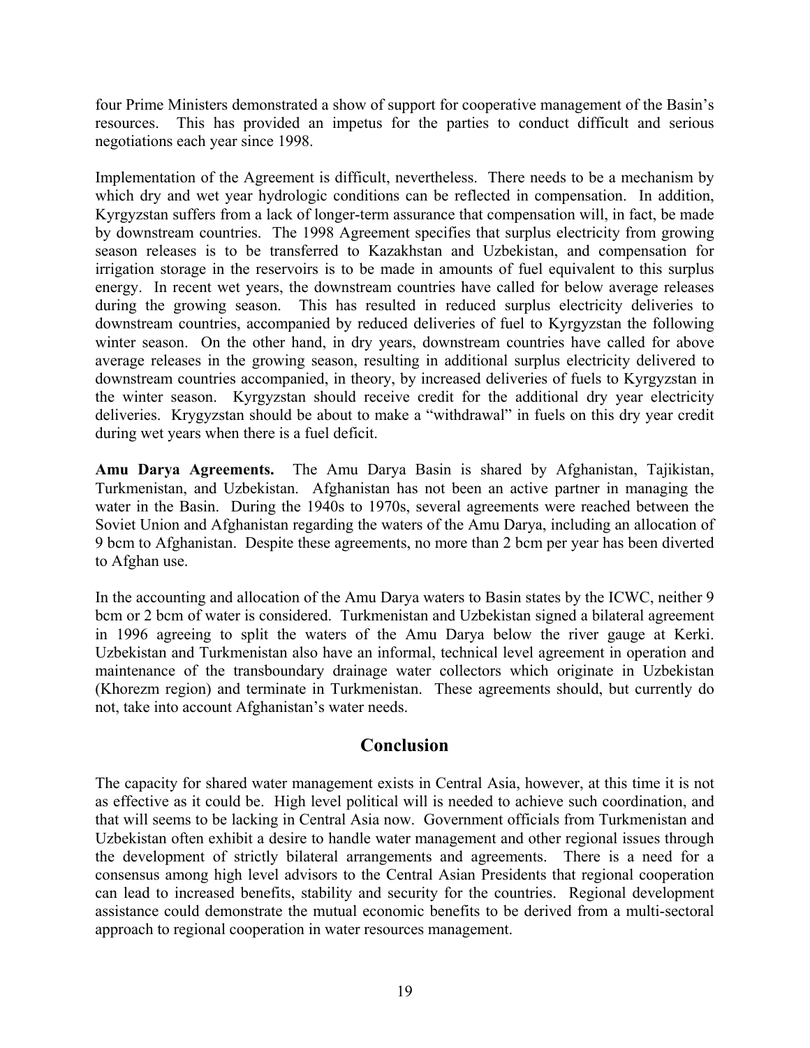four Prime Ministers demonstrated a show of support for cooperative management of the Basin's resources. This has provided an impetus for the parties to conduct difficult and serious negotiations each year since 1998.

Implementation of the Agreement is difficult, nevertheless. There needs to be a mechanism by which dry and wet year hydrologic conditions can be reflected in compensation. In addition, Kyrgyzstan suffers from a lack of longer-term assurance that compensation will, in fact, be made by downstream countries. The 1998 Agreement specifies that surplus electricity from growing season releases is to be transferred to Kazakhstan and Uzbekistan, and compensation for irrigation storage in the reservoirs is to be made in amounts of fuel equivalent to this surplus energy. In recent wet years, the downstream countries have called for below average releases during the growing season. This has resulted in reduced surplus electricity deliveries to downstream countries, accompanied by reduced deliveries of fuel to Kyrgyzstan the following winter season. On the other hand, in dry years, downstream countries have called for above average releases in the growing season, resulting in additional surplus electricity delivered to downstream countries accompanied, in theory, by increased deliveries of fuels to Kyrgyzstan in the winter season. Kyrgyzstan should receive credit for the additional dry year electricity deliveries. Krygyzstan should be about to make a "withdrawal" in fuels on this dry year credit during wet years when there is a fuel deficit.

**Amu Darya Agreements.** The Amu Darya Basin is shared by Afghanistan, Tajikistan, Turkmenistan, and Uzbekistan. Afghanistan has not been an active partner in managing the water in the Basin. During the 1940s to 1970s, several agreements were reached between the Soviet Union and Afghanistan regarding the waters of the Amu Darya, including an allocation of 9 bcm to Afghanistan. Despite these agreements, no more than 2 bcm per year has been diverted to Afghan use.

In the accounting and allocation of the Amu Darya waters to Basin states by the ICWC, neither 9 bcm or 2 bcm of water is considered. Turkmenistan and Uzbekistan signed a bilateral agreement in 1996 agreeing to split the waters of the Amu Darya below the river gauge at Kerki. Uzbekistan and Turkmenistan also have an informal, technical level agreement in operation and maintenance of the transboundary drainage water collectors which originate in Uzbekistan (Khorezm region) and terminate in Turkmenistan. These agreements should, but currently do not, take into account Afghanistan's water needs.

## Conclusion

The capacity for shared water management exists in Central Asia, however, at this time it is not as effective as it could be. High level political will is needed to achieve such coordination, and that will seems to be lacking in Central Asia now. Government officials from Turkmenistan and Uzbekistan often exhibit a desire to handle water management and other regional issues through the development of strictly bilateral arrangements and agreements. There is a need for a consensus among high level advisors to the Central Asian Presidents that regional cooperation can lead to increased benefits, stability and security for the countries. Regional development assistance could demonstrate the mutual economic benefits to be derived from a multi-sectoral approach to regional cooperation in water resources management.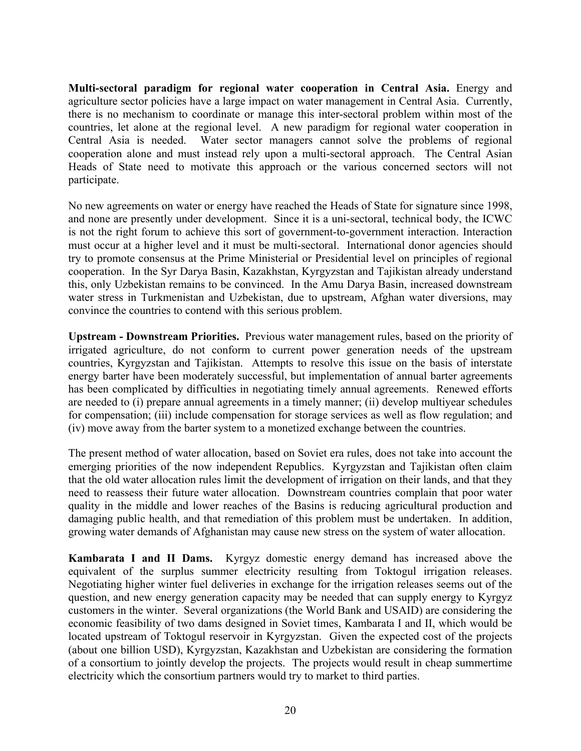**Multi-sectoral paradigm for regional water cooperation in Central Asia.** Energy and agriculture sector policies have a large impact on water management in Central Asia. Currently, there is no mechanism to coordinate or manage this inter-sectoral problem within most of the countries, let alone at the regional level. A new paradigm for regional water cooperation in Central Asia is needed. Water sector managers cannot solve the problems of regional cooperation alone and must instead rely upon a multi-sectoral approach. The Central Asian Heads of State need to motivate this approach or the various concerned sectors will not participate.

No new agreements on water or energy have reached the Heads of State for signature since 1998, and none are presently under development. Since it is a uni-sectoral, technical body, the ICWC is not the right forum to achieve this sort of government-to-government interaction. Interaction must occur at a higher level and it must be multi-sectoral. International donor agencies should try to promote consensus at the Prime Ministerial or Presidential level on principles of regional cooperation. In the Syr Darya Basin, Kazakhstan, Kyrgyzstan and Tajikistan already understand this, only Uzbekistan remains to be convinced. In the Amu Darya Basin, increased downstream water stress in Turkmenistan and Uzbekistan, due to upstream, Afghan water diversions, may convince the countries to contend with this serious problem.

**Upstream - Downstream Priorities.** Previous water management rules, based on the priority of irrigated agriculture, do not conform to current power generation needs of the upstream countries, Kyrgyzstan and Tajikistan. Attempts to resolve this issue on the basis of interstate energy barter have been moderately successful, but implementation of annual barter agreements has been complicated by difficulties in negotiating timely annual agreements. Renewed efforts are needed to (i) prepare annual agreements in a timely manner; (ii) develop multiyear schedules for compensation; (iii) include compensation for storage services as well as flow regulation; and (iv) move away from the barter system to a monetized exchange between the countries.

The present method of water allocation, based on Soviet era rules, does not take into account the emerging priorities of the now independent Republics. Kyrgyzstan and Tajikistan often claim that the old water allocation rules limit the development of irrigation on their lands, and that they need to reassess their future water allocation. Downstream countries complain that poor water quality in the middle and lower reaches of the Basins is reducing agricultural production and damaging public health, and that remediation of this problem must be undertaken. In addition, growing water demands of Afghanistan may cause new stress on the system of water allocation.

**Kambarata I and II Dams.** Kyrgyz domestic energy demand has increased above the equivalent of the surplus summer electricity resulting from Toktogul irrigation releases. Negotiating higher winter fuel deliveries in exchange for the irrigation releases seems out of the question, and new energy generation capacity may be needed that can supply energy to Kyrgyz customers in the winter. Several organizations (the World Bank and USAID) are considering the economic feasibility of two dams designed in Soviet times, Kambarata I and II, which would be located upstream of Toktogul reservoir in Kyrgyzstan. Given the expected cost of the projects (about one billion USD), Kyrgyzstan, Kazakhstan and Uzbekistan are considering the formation of a consortium to jointly develop the projects. The projects would result in cheap summertime electricity which the consortium partners would try to market to third parties.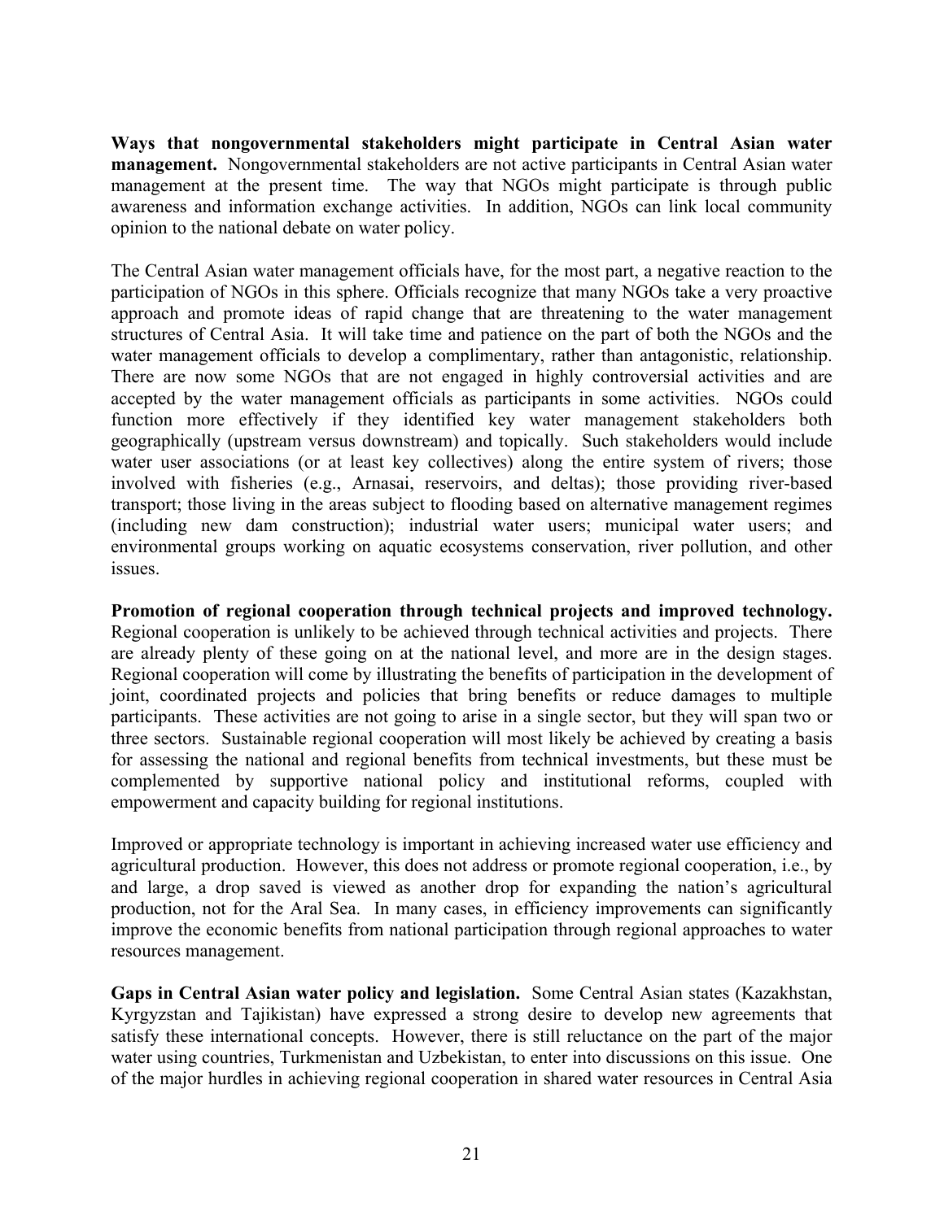**Ways that nongovernmental stakeholders might participate in Central Asian water management.** Nongovernmental stakeholders are not active participants in Central Asian water management at the present time. The way that NGOs might participate is through public awareness and information exchange activities. In addition, NGOs can link local community opinion to the national debate on water policy.

The Central Asian water management officials have, for the most part, a negative reaction to the participation of NGOs in this sphere. Officials recognize that many NGOs take a very proactive approach and promote ideas of rapid change that are threatening to the water management structures of Central Asia. It will take time and patience on the part of both the NGOs and the water management officials to develop a complimentary, rather than antagonistic, relationship. There are now some NGOs that are not engaged in highly controversial activities and are accepted by the water management officials as participants in some activities. NGOs could function more effectively if they identified key water management stakeholders both geographically (upstream versus downstream) and topically. Such stakeholders would include water user associations (or at least key collectives) along the entire system of rivers; those involved with fisheries (e.g., Arnasai, reservoirs, and deltas); those providing river-based transport; those living in the areas subject to flooding based on alternative management regimes (including new dam construction); industrial water users; municipal water users; and environmental groups working on aquatic ecosystems conservation, river pollution, and other issues.

**Promotion of regional cooperation through technical projects and improved technology.** Regional cooperation is unlikely to be achieved through technical activities and projects. There are already plenty of these going on at the national level, and more are in the design stages. Regional cooperation will come by illustrating the benefits of participation in the development of joint, coordinated projects and policies that bring benefits or reduce damages to multiple participants. These activities are not going to arise in a single sector, but they will span two or three sectors. Sustainable regional cooperation will most likely be achieved by creating a basis for assessing the national and regional benefits from technical investments, but these must be complemented by supportive national policy and institutional reforms, coupled with empowerment and capacity building for regional institutions.

Improved or appropriate technology is important in achieving increased water use efficiency and agricultural production. However, this does not address or promote regional cooperation, i.e., by and large, a drop saved is viewed as another drop for expanding the nation's agricultural production, not for the Aral Sea. In many cases, in efficiency improvements can significantly improve the economic benefits from national participation through regional approaches to water resources management.

**Gaps in Central Asian water policy and legislation.** Some Central Asian states (Kazakhstan, Kyrgyzstan and Tajikistan) have expressed a strong desire to develop new agreements that satisfy these international concepts. However, there is still reluctance on the part of the major water using countries, Turkmenistan and Uzbekistan, to enter into discussions on this issue. One of the major hurdles in achieving regional cooperation in shared water resources in Central Asia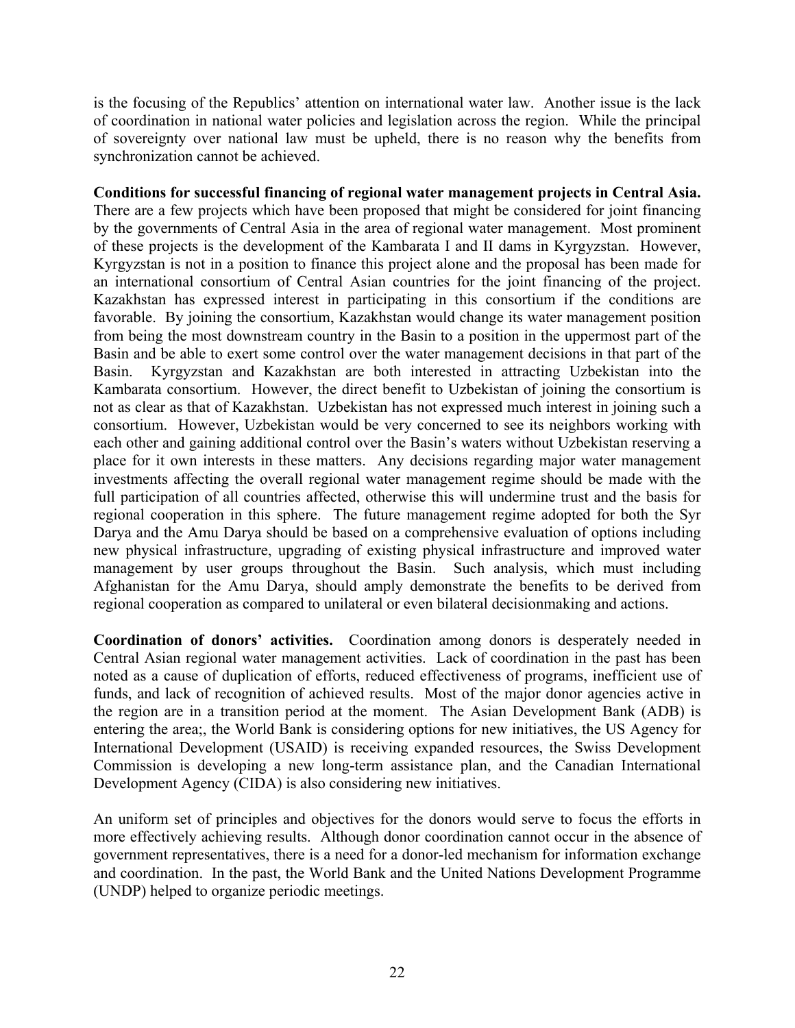is the focusing of the Republics' attention on international water law. Another issue is the lack of coordination in national water policies and legislation across the region. While the principal of sovereignty over national law must be upheld, there is no reason why the benefits from synchronization cannot be achieved.

**Conditions for successful financing of regional water management projects in Central Asia.** There are a few projects which have been proposed that might be considered for joint financing by the governments of Central Asia in the area of regional water management. Most prominent of these projects is the development of the Kambarata I and II dams in Kyrgyzstan. However, Kyrgyzstan is not in a position to finance this project alone and the proposal has been made for an international consortium of Central Asian countries for the joint financing of the project. Kazakhstan has expressed interest in participating in this consortium if the conditions are favorable. By joining the consortium, Kazakhstan would change its water management position from being the most downstream country in the Basin to a position in the uppermost part of the Basin and be able to exert some control over the water management decisions in that part of the Basin. Kyrgyzstan and Kazakhstan are both interested in attracting Uzbekistan into the Kambarata consortium. However, the direct benefit to Uzbekistan of joining the consortium is not as clear as that of Kazakhstan. Uzbekistan has not expressed much interest in joining such a consortium. However, Uzbekistan would be very concerned to see its neighbors working with each other and gaining additional control over the Basin's waters without Uzbekistan reserving a place for it own interests in these matters. Any decisions regarding major water management investments affecting the overall regional water management regime should be made with the full participation of all countries affected, otherwise this will undermine trust and the basis for regional cooperation in this sphere. The future management regime adopted for both the Syr Darya and the Amu Darya should be based on a comprehensive evaluation of options including new physical infrastructure, upgrading of existing physical infrastructure and improved water management by user groups throughout the Basin. Such analysis, which must including Afghanistan for the Amu Darya, should amply demonstrate the benefits to be derived from regional cooperation as compared to unilateral or even bilateral decisionmaking and actions.

**Coordination of donors' activities.** Coordination among donors is desperately needed in Central Asian regional water management activities. Lack of coordination in the past has been noted as a cause of duplication of efforts, reduced effectiveness of programs, inefficient use of funds, and lack of recognition of achieved results. Most of the major donor agencies active in the region are in a transition period at the moment. The Asian Development Bank (ADB) is entering the area;, the World Bank is considering options for new initiatives, the US Agency for International Development (USAID) is receiving expanded resources, the Swiss Development Commission is developing a new long-term assistance plan, and the Canadian International Development Agency (CIDA) is also considering new initiatives.

An uniform set of principles and objectives for the donors would serve to focus the efforts in more effectively achieving results. Although donor coordination cannot occur in the absence of government representatives, there is a need for a donor-led mechanism for information exchange and coordination. In the past, the World Bank and the United Nations Development Programme (UNDP) helped to organize periodic meetings.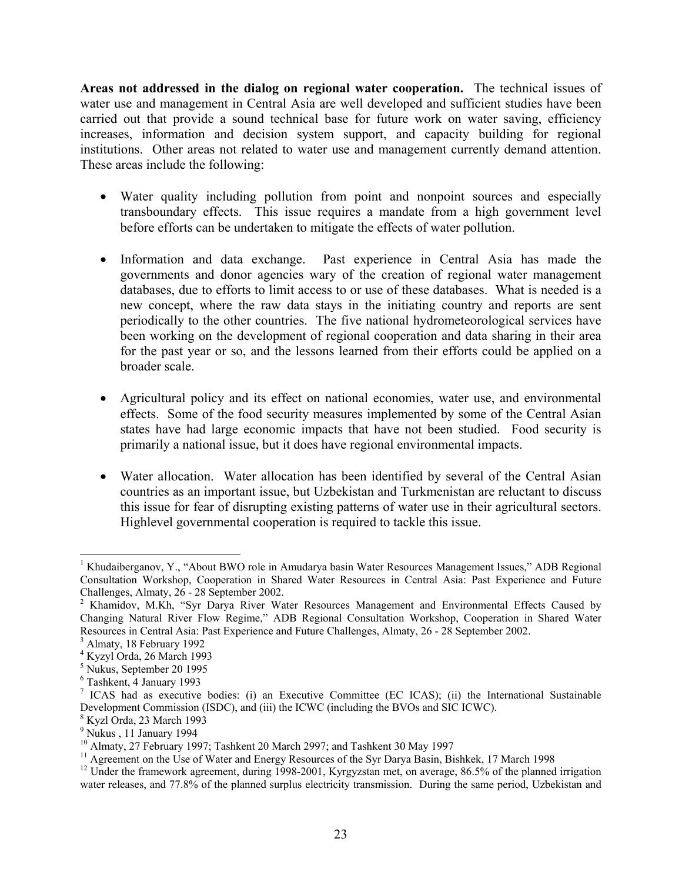**Areas not addressed in the dialog on regional water cooperation.** The technical issues of water use and management in Central Asia are well developed and sufficient studies have been carried out that provide a sound technical base for future work on water saving, efficiency increases, information and decision system support, and capacity building for regional institutions. Other areas not related to water use and management currently demand attention. These areas include the following:

- Water quality including pollution from point and nonpoint sources and especially transboundary effects. This issue requires a mandate from a high government level before efforts can be undertaken to mitigate the effects of water pollution.

- Information and data exchange. Past experience in Central Asia has made the governments and donor agencies wary of the creation of regional water management databases, due to efforts to limit access to or use of these databases. What is needed is a new concept, where the raw data stays in the initiating country and reports are sent periodically to the other countries. The five national hydrometeorological services have been working on the development of regional cooperation and data sharing in their area for the past year or so, and the lessons learned from their efforts could be applied on a broader scale.

- Agricultural policy and its effect on national economies, water use, and environmental effects. Some of the food security measures implemented by some of the Central Asian states have had large economic impacts that have not been studied. Food security is primarily a national issue, but it does have regional environmental impacts.

- Water allocation. Water allocation has been identified by several of the Central Asian countries as an important issue, but Uzbekistan and Turkmenistan are reluctant to discuss this issue for fear of disrupting existing patterns of water use in their agricultural sectors. Highlevel governmental cooperation is required to tackle this issue.

---

[1] Khudaiberganov, Y., "About BWO role in Amudarya basin Water Resources Management Issues," ADB Regional Consultation Workshop, Cooperation in Shared Water Resources in Central Asia: Past Experience and Future Challenges, Almaty, 26 - 28 September 2002.

[2] Khamidov, M.Kh, "Syr Darya River Water Resources Management and Environmental Effects Caused by Changing Natural River Flow Regime," ADB Regional Consultation Workshop, Cooperation in Shared Water Resources in Central Asia: Past Experience and Future Challenges, Almaty, 26 - 28 September 2002.

[3] Almaty, 18 February 1992

[4] Kyzyl Orda, 26 March 1993

[5] Nukus, September 20 1995

[6] Tashkent, 4 January 1993

[7] ICAS had as executive bodies: (i) an Executive Committee (EC ICAS); (ii) the International Sustainable Development Commission (ISDC), and (iii) the ICWC (including the BVOs and SIC ICWC).

[8] Kyzl Orda, 23 March 1993

[9] Nukus , 11 January 1994

[10] Almaty, 27 February 1997; Tashkent 20 March 2997; and Tashkent 30 May 1997

[11] Agreement on the Use of Water and Energy Resources of the Syr Darya Basin, Bishkek, 17 March 1998

[12] Under the framework agreement, during 1998-2001, Kyrgyzstan met, on average, 86.5% of the planned irrigation water releases, and 77.8% of the planned surplus electricity transmission. During the same period, Uzbekistan and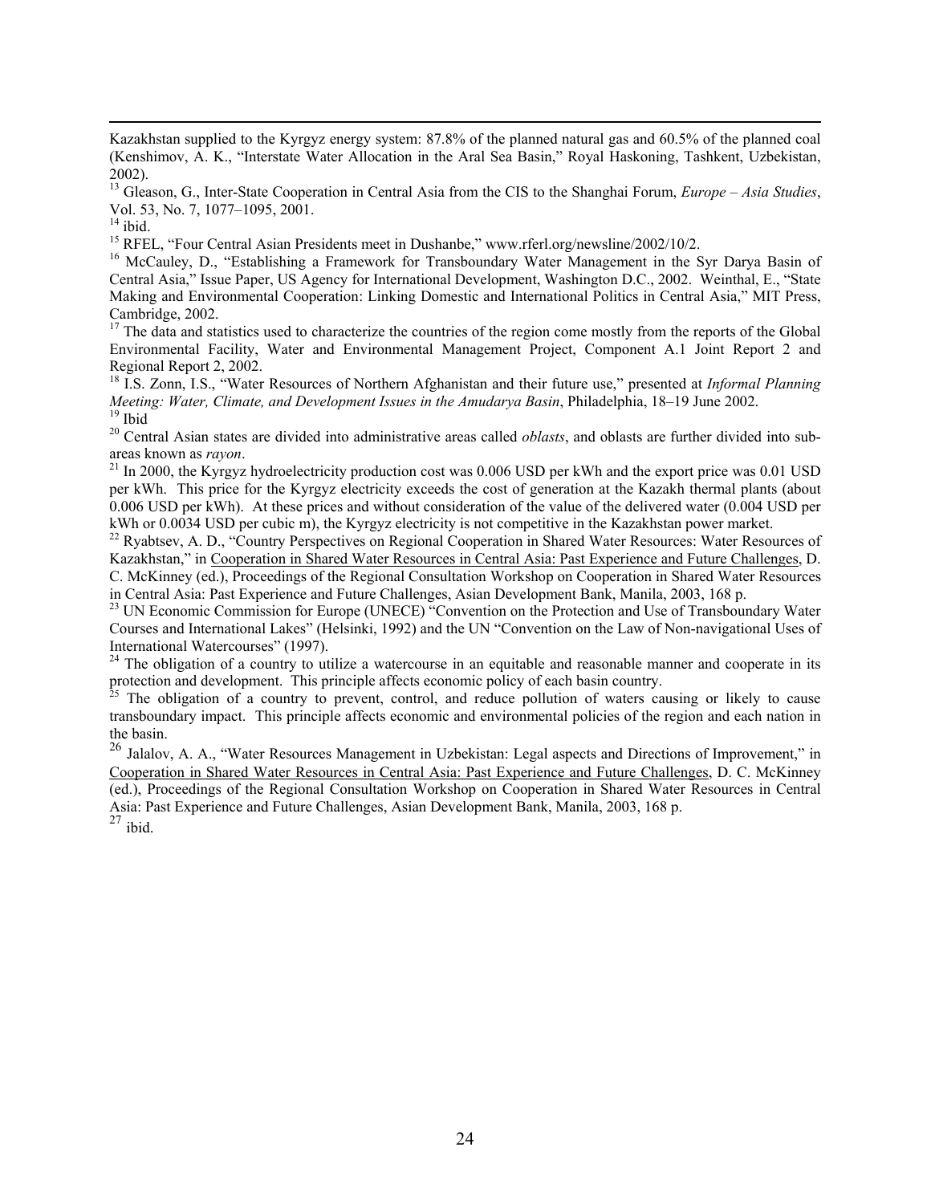Kazakhstan supplied to the Kyrgyz energy system: 87.8% of the planned natural gas and 60.5% of the planned coal (Kenshimov, A. K., "Interstate Water Allocation in the Aral Sea Basin," Royal Haskoning, Tashkent, Uzbekistan, 2002).

[13] Gleason, G., Inter-State Cooperation in Central Asia from the CIS to the Shanghai Forum, *Europe – Asia Studies*, Vol. 53, No. 7, 1077–1095, 2001.

[14] ibid.

[15] RFEL, "Four Central Asian Presidents meet in Dushanbe," www.rferl.org/newsline/2002/10/2.

[16] McCauley, D., "Establishing a Framework for Transboundary Water Management in the Syr Darya Basin of Central Asia," Issue Paper, US Agency for International Development, Washington D.C., 2002. Weinthal, E., "State Making and Environmental Cooperation: Linking Domestic and International Politics in Central Asia," MIT Press, Cambridge, 2002.

[17] The data and statistics used to characterize the countries of the region come mostly from the reports of the Global Environmental Facility, Water and Environmental Management Project, Component A.1 Joint Report 2 and Regional Report 2, 2002.

[18] I.S. Zonn, I.S., "Water Resources of Northern Afghanistan and their future use," presented at *Informal Planning Meeting: Water, Climate, and Development Issues in the Amudarya Basin*, Philadelphia, 18–19 June 2002.

[19] Ibid

[20] Central Asian states are divided into administrative areas called *oblasts*, and oblasts are further divided into sub-areas known as *rayon*.

[21] In 2000, the Kyrgyz hydroelectricity production cost was 0.006 USD per kWh and the export price was 0.01 USD per kWh. This price for the Kyrgyz electricity exceeds the cost of generation at the Kazakh thermal plants (about 0.006 USD per kWh). At these prices and without consideration of the value of the delivered water (0.004 USD per kWh or 0.0034 USD per cubic m), the Kyrgyz electricity is not competitive in the Kazakhstan power market.

[22] Ryabtsev, A. D., "Country Perspectives on Regional Cooperation in Shared Water Resources: Water Resources of Kazakhstan," in Cooperation in Shared Water Resources in Central Asia: Past Experience and Future Challenges, D. C. McKinney (ed.), Proceedings of the Regional Consultation Workshop on Cooperation in Shared Water Resources in Central Asia: Past Experience and Future Challenges, Asian Development Bank, Manila, 2003, 168 p.

[23] UN Economic Commission for Europe (UNECE) "Convention on the Protection and Use of Transboundary Water Courses and International Lakes" (Helsinki, 1992) and the UN "Convention on the Law of Non-navigational Uses of International Watercourses" (1997).

[24] The obligation of a country to utilize a watercourse in an equitable and reasonable manner and cooperate in its protection and development. This principle affects economic policy of each basin country.

[25] The obligation of a country to prevent, control, and reduce pollution of waters causing or likely to cause transboundary impact. This principle affects economic and environmental policies of the region and each nation in the basin.

[26] Jalalov, A. A., "Water Resources Management in Uzbekistan: Legal aspects and Directions of Improvement," in Cooperation in Shared Water Resources in Central Asia: Past Experience and Future Challenges, D. C. McKinney (ed.), Proceedings of the Regional Consultation Workshop on Cooperation in Shared Water Resources in Central Asia: Past Experience and Future Challenges, Asian Development Bank, Manila, 2003, 168 p.

[27] ibid.